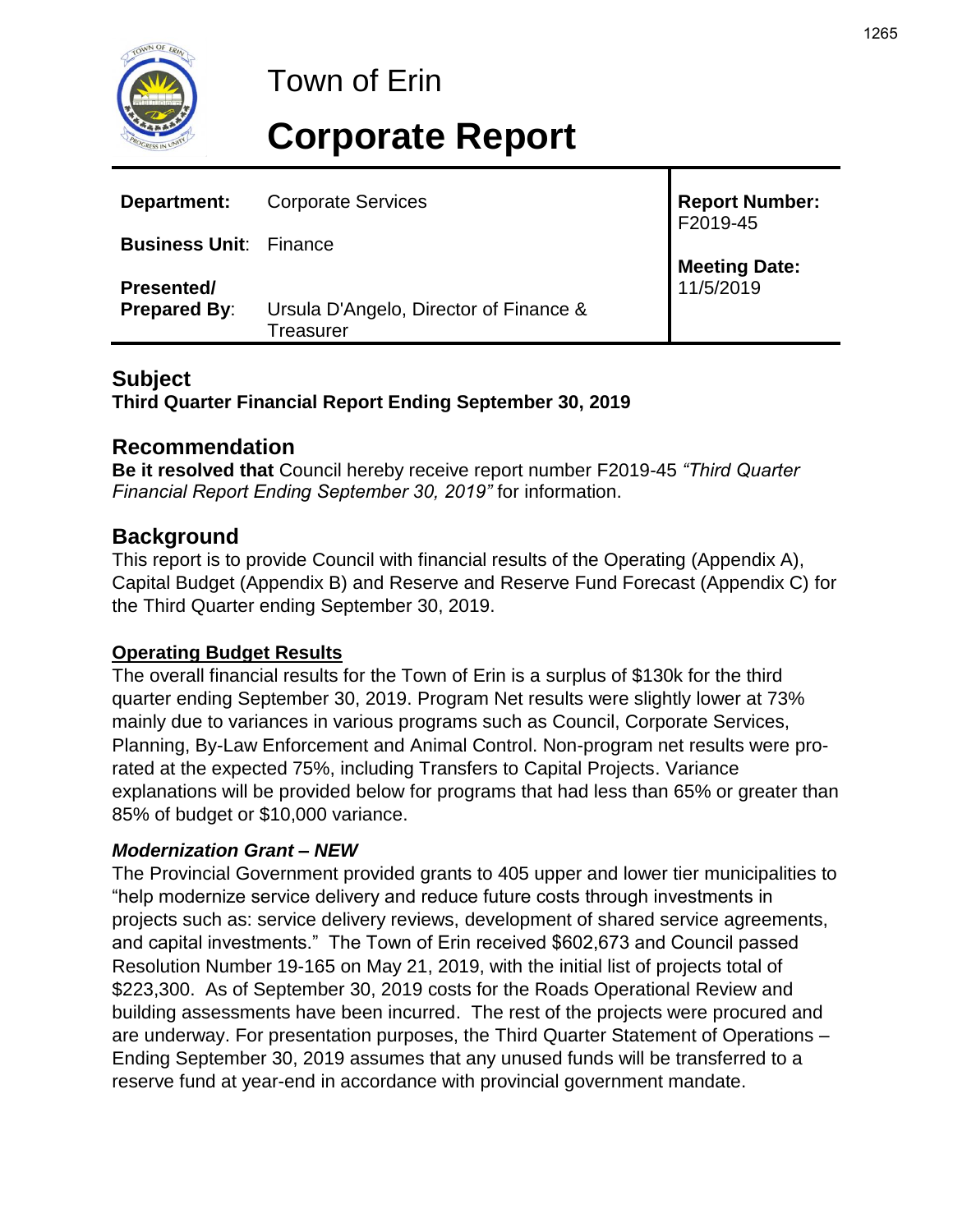# Town of Erin

# Corporate Report

| | | |
|---|---|---|
| **Department:** | Corporate Services | **Report Number:** F2019-45 |
| **Business Unit**: | Finance | **Meeting Date:** 11/5/2019 |
| **Presented/ Prepared By**: | Ursula D'Angelo, Director of Finance & Treasurer | |

## Subject

**Third Quarter Financial Report Ending September 30, 2019**

## Recommendation

**Be it resolved that** Council hereby receive report number F2019-45 *"Third Quarter Financial Report Ending September 30, 2019"* for information.

## Background

This report is to provide Council with financial results of the Operating (Appendix A), Capital Budget (Appendix B) and Reserve and Reserve Fund Forecast (Appendix C) for the Third Quarter ending September 30, 2019.

### Operating Budget Results

The overall financial results for the Town of Erin is a surplus of $130k for the third quarter ending September 30, 2019. Program Net results were slightly lower at 73% mainly due to variances in various programs such as Council, Corporate Services, Planning, By-Law Enforcement and Animal Control. Non-program net results were pro-rated at the expected 75%, including Transfers to Capital Projects. Variance explanations will be provided below for programs that had less than 65% or greater than 85% of budget or $10,000 variance.

#### *Modernization Grant – NEW*

The Provincial Government provided grants to 405 upper and lower tier municipalities to "help modernize service delivery and reduce future costs through investments in projects such as: service delivery reviews, development of shared service agreements, and capital investments." The Town of Erin received $602,673 and Council passed Resolution Number 19-165 on May 21, 2019, with the initial list of projects total of $223,300. As of September 30, 2019 costs for the Roads Operational Review and building assessments have been incurred. The rest of the projects were procured and are underway. For presentation purposes, the Third Quarter Statement of Operations – Ending September 30, 2019 assumes that any unused funds will be transferred to a reserve fund at year-end in accordance with provincial government mandate.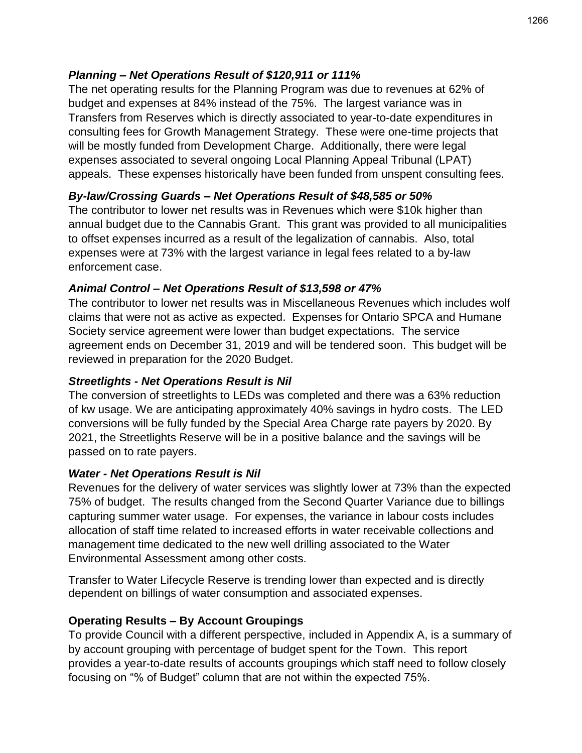### *Planning – Net Operations Result of $120,911 or 111%*

The net operating results for the Planning Program was due to revenues at 62% of budget and expenses at 84% instead of the 75%. The largest variance was in Transfers from Reserves which is directly associated to year-to-date expenditures in consulting fees for Growth Management Strategy. These were one-time projects that will be mostly funded from Development Charge. Additionally, there were legal expenses associated to several ongoing Local Planning Appeal Tribunal (LPAT) appeals. These expenses historically have been funded from unspent consulting fees.

### *By-law/Crossing Guards – Net Operations Result of $48,585 or 50%*

The contributor to lower net results was in Revenues which were $10k higher than annual budget due to the Cannabis Grant. This grant was provided to all municipalities to offset expenses incurred as a result of the legalization of cannabis. Also, total expenses were at 73% with the largest variance in legal fees related to a by-law enforcement case.

### *Animal Control – Net Operations Result of $13,598 or 47%*

The contributor to lower net results was in Miscellaneous Revenues which includes wolf claims that were not as active as expected. Expenses for Ontario SPCA and Humane Society service agreement were lower than budget expectations. The service agreement ends on December 31, 2019 and will be tendered soon. This budget will be reviewed in preparation for the 2020 Budget.

### *Streetlights - Net Operations Result is Nil*

The conversion of streetlights to LEDs was completed and there was a 63% reduction of kw usage. We are anticipating approximately 40% savings in hydro costs. The LED conversions will be fully funded by the Special Area Charge rate payers by 2020. By 2021, the Streetlights Reserve will be in a positive balance and the savings will be passed on to rate payers.

### *Water - Net Operations Result is Nil*

Revenues for the delivery of water services was slightly lower at 73% than the expected 75% of budget. The results changed from the Second Quarter Variance due to billings capturing summer water usage. For expenses, the variance in labour costs includes allocation of staff time related to increased efforts in water receivable collections and management time dedicated to the new well drilling associated to the Water Environmental Assessment among other costs.

Transfer to Water Lifecycle Reserve is trending lower than expected and is directly dependent on billings of water consumption and associated expenses.

### **Operating Results – By Account Groupings**

To provide Council with a different perspective, included in Appendix A, is a summary of by account grouping with percentage of budget spent for the Town. This report provides a year-to-date results of accounts groupings which staff need to follow closely focusing on "% of Budget" column that are not within the expected 75%.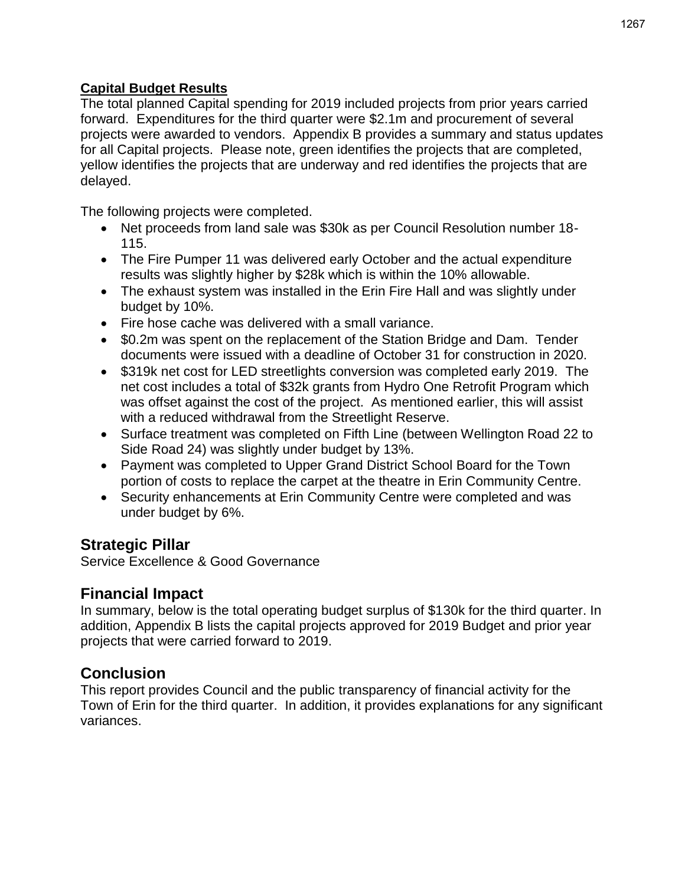**Capital Budget Results**

The total planned Capital spending for 2019 included projects from prior years carried forward. Expenditures for the third quarter were $2.1m and procurement of several projects were awarded to vendors. Appendix B provides a summary and status updates for all Capital projects. Please note, green identifies the projects that are completed, yellow identifies the projects that are underway and red identifies the projects that are delayed.

The following projects were completed.

- Net proceeds from land sale was $30k as per Council Resolution number 18-115.
- The Fire Pumper 11 was delivered early October and the actual expenditure results was slightly higher by $28k which is within the 10% allowable.
- The exhaust system was installed in the Erin Fire Hall and was slightly under budget by 10%.
- Fire hose cache was delivered with a small variance.
- $0.2m was spent on the replacement of the Station Bridge and Dam. Tender documents were issued with a deadline of October 31 for construction in 2020.
- $319k net cost for LED streetlights conversion was completed early 2019. The net cost includes a total of $32k grants from Hydro One Retrofit Program which was offset against the cost of the project. As mentioned earlier, this will assist with a reduced withdrawal from the Streetlight Reserve.
- Surface treatment was completed on Fifth Line (between Wellington Road 22 to Side Road 24) was slightly under budget by 13%.
- Payment was completed to Upper Grand District School Board for the Town portion of costs to replace the carpet at the theatre in Erin Community Centre.
- Security enhancements at Erin Community Centre were completed and was under budget by 6%.

## Strategic Pillar

Service Excellence & Good Governance

## Financial Impact

In summary, below is the total operating budget surplus of $130k for the third quarter. In addition, Appendix B lists the capital projects approved for 2019 Budget and prior year projects that were carried forward to 2019.

## Conclusion

This report provides Council and the public transparency of financial activity for the Town of Erin for the third quarter. In addition, it provides explanations for any significant variances.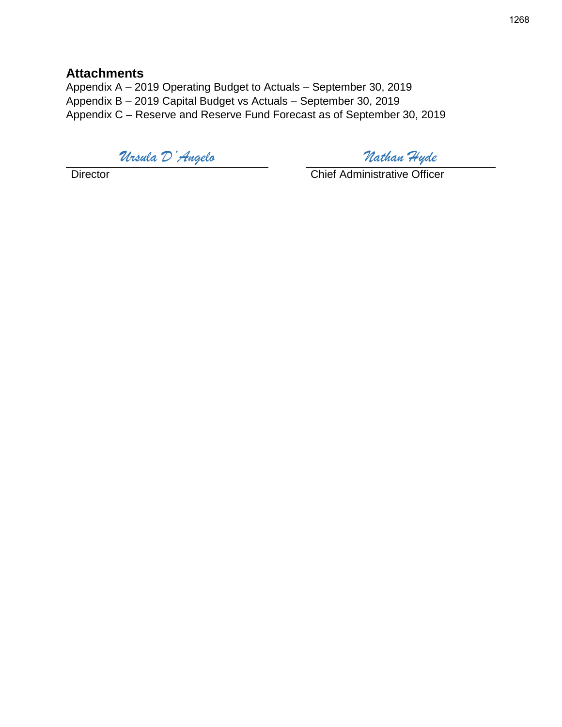## Attachments

Appendix A – 2019 Operating Budget to Actuals – September 30, 2019
Appendix B – 2019 Capital Budget vs Actuals – September 30, 2019
Appendix C – Reserve and Reserve Fund Forecast as of September 30, 2019

*Ursula D'Angelo*
Director

*Nathan Hyde*
Chief Administrative Officer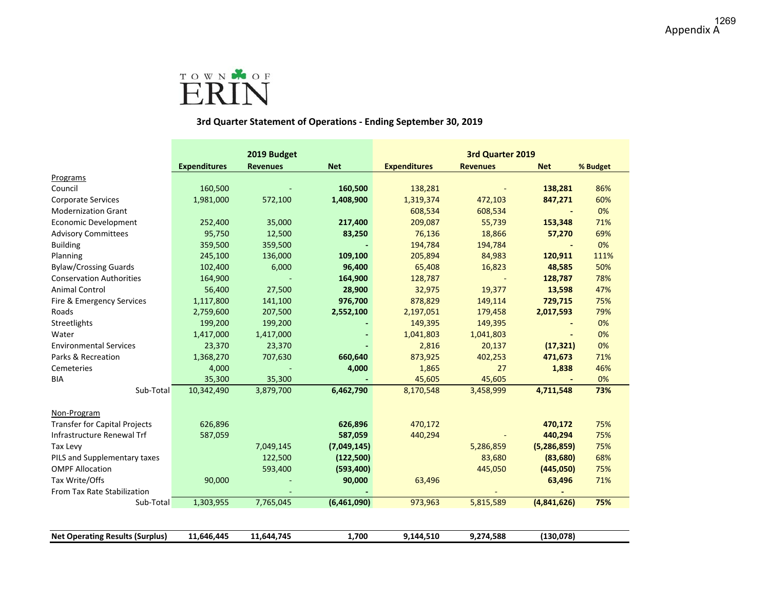Appendix A

TOWN OF ERIN

## 3rd Quarter Statement of Operations - Ending September 30, 2019

| | 2019 Budget | | | 3rd Quarter 2019 | | | |
|---|---|---|---|---|---|---|---|
| | **Expenditures** | **Revenues** | **Net** | **Expenditures** | **Revenues** | **Net** | **% Budget** |
| Programs | | | | | | | |
| Council | 160,500 | - | **160,500** | 138,281 | - | **138,281** | 86% |
| Corporate Services | 1,981,000 | 572,100 | **1,408,900** | 1,319,374 | 472,103 | **847,271** | 60% |
| Modernization Grant | | | | 608,534 | 608,534 | **-** | 0% |
| Economic Development | 252,400 | 35,000 | **217,400** | 209,087 | 55,739 | **153,348** | 71% |
| Advisory Committees | 95,750 | 12,500 | **83,250** | 76,136 | 18,866 | **57,270** | 69% |
| Building | 359,500 | 359,500 | **-** | 194,784 | 194,784 | **-** | 0% |
| Planning | 245,100 | 136,000 | **109,100** | 205,894 | 84,983 | **120,911** | 111% |
| Bylaw/Crossing Guards | 102,400 | 6,000 | **96,400** | 65,408 | 16,823 | **48,585** | 50% |
| Conservation Authorities | 164,900 | - | **164,900** | 128,787 | - | **128,787** | 78% |
| Animal Control | 56,400 | 27,500 | **28,900** | 32,975 | 19,377 | **13,598** | 47% |
| Fire & Emergency Services | 1,117,800 | 141,100 | **976,700** | 878,829 | 149,114 | **729,715** | 75% |
| Roads | 2,759,600 | 207,500 | **2,552,100** | 2,197,051 | 179,458 | **2,017,593** | 79% |
| Streetlights | 199,200 | 199,200 | **-** | 149,395 | 149,395 | **-** | 0% |
| Water | 1,417,000 | 1,417,000 | **-** | 1,041,803 | 1,041,803 | **-** | 0% |
| Environmental Services | 23,370 | 23,370 | **-** | 2,816 | 20,137 | **(17,321)** | 0% |
| Parks & Recreation | 1,368,270 | 707,630 | **660,640** | 873,925 | 402,253 | **471,673** | 71% |
| Cemeteries | 4,000 | - | **4,000** | 1,865 | 27 | **1,838** | 46% |
| BIA | 35,300 | 35,300 | **-** | 45,605 | 45,605 | **-** | 0% |
| Sub-Total | 10,342,490 | 3,879,700 | **6,462,790** | 8,170,548 | 3,458,999 | **4,711,548** | **73%** |
| | | | | | | | |
| Non-Program | | | | | | | |
| Transfer for Capital Projects | 626,896 | | **626,896** | 470,172 | | **470,172** | 75% |
| Infrastructure Renewal Trf | 587,059 | | **587,059** | 440,294 | - | **440,294** | 75% |
| Tax Levy | | 7,049,145 | **(7,049,145)** | | 5,286,859 | **(5,286,859)** | 75% |
| PILS and Supplementary taxes | | 122,500 | **(122,500)** | | 83,680 | **(83,680)** | 68% |
| OMPF Allocation | | 593,400 | **(593,400)** | | 445,050 | **(445,050)** | 75% |
| Tax Write/Offs | 90,000 | - | **90,000** | 63,496 | | **63,496** | 71% |
| From Tax Rate Stabilization | | - | **-** | | - | **-** | |
| Sub-Total | 1,303,955 | 7,765,045 | **(6,461,090)** | 973,963 | 5,815,589 | **(4,841,626)** | **75%** |
| | | | | | | | |
| **Net Operating Results (Surplus)** | **11,646,445** | **11,644,745** | **1,700** | **9,144,510** | **9,274,588** | **(130,078)** | |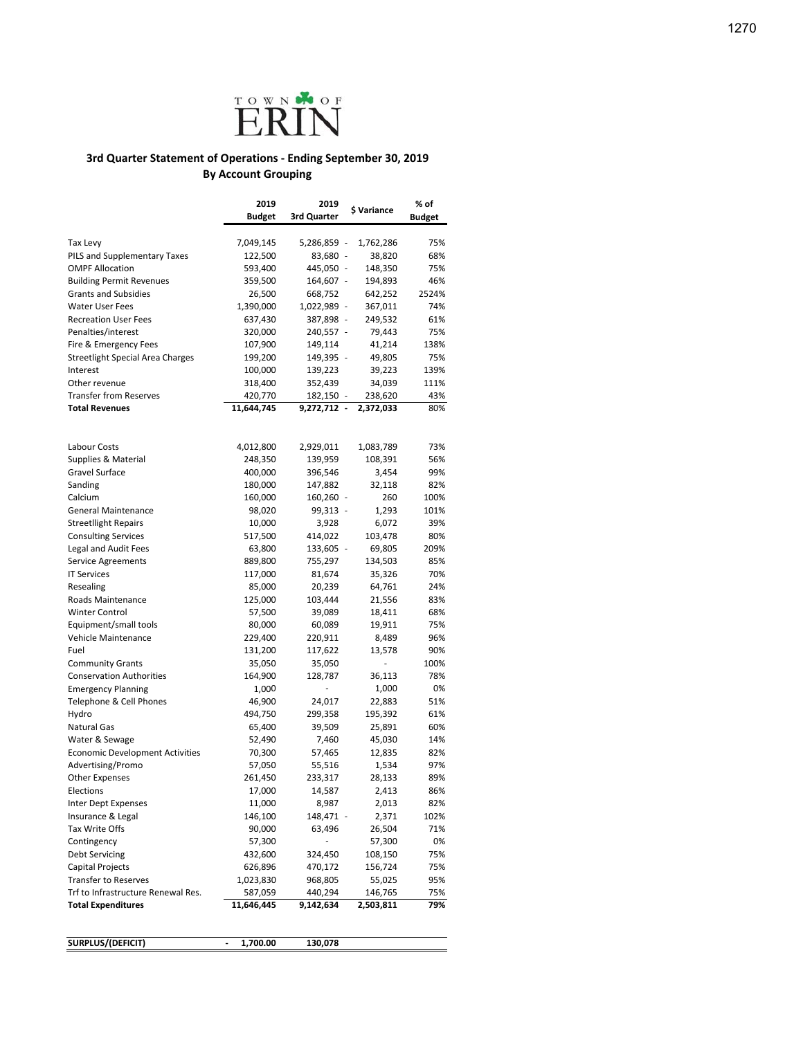TOWN OF ERIN

## 3rd Quarter Statement of Operations - Ending September 30, 2019
### By Account Grouping

| | 2019 Budget | 2019 3rd Quarter | $ Variance | % of Budget |
|---|---|---|---|---|
| Tax Levy | 7,049,145 | 5,286,859 | - 1,762,286 | 75% |
| PILS and Supplementary Taxes | 122,500 | 83,680 | - 38,820 | 68% |
| OMPF Allocation | 593,400 | 445,050 | - 148,350 | 75% |
| Building Permit Revenues | 359,500 | 164,607 | - 194,893 | 46% |
| Grants and Subsidies | 26,500 | 668,752 | 642,252 | 2524% |
| Water User Fees | 1,390,000 | 1,022,989 | - 367,011 | 74% |
| Recreation User Fees | 637,430 | 387,898 | - 249,532 | 61% |
| Penalties/interest | 320,000 | 240,557 | - 79,443 | 75% |
| Fire & Emergency Fees | 107,900 | 149,114 | 41,214 | 138% |
| Streetlight Special Area Charges | 199,200 | 149,395 | - 49,805 | 75% |
| Interest | 100,000 | 139,223 | 39,223 | 139% |
| Other revenue | 318,400 | 352,439 | 34,039 | 111% |
| Transfer from Reserves | 420,770 | 182,150 | - 238,620 | 43% |
| **Total Revenues** | **11,644,745** | **9,272,712** | **- 2,372,033** | 80% |
| | | | | |
| Labour Costs | 4,012,800 | 2,929,011 | 1,083,789 | 73% |
| Supplies & Material | 248,350 | 139,959 | 108,391 | 56% |
| Gravel Surface | 400,000 | 396,546 | 3,454 | 99% |
| Sanding | 180,000 | 147,882 | 32,118 | 82% |
| Calcium | 160,000 | 160,260 | - 260 | 100% |
| General Maintenance | 98,020 | 99,313 | - 1,293 | 101% |
| Streetllight Repairs | 10,000 | 3,928 | 6,072 | 39% |
| Consulting Services | 517,500 | 414,022 | 103,478 | 80% |
| Legal and Audit Fees | 63,800 | 133,605 | - 69,805 | 209% |
| Service Agreements | 889,800 | 755,297 | 134,503 | 85% |
| IT Services | 117,000 | 81,674 | 35,326 | 70% |
| Resealing | 85,000 | 20,239 | 64,761 | 24% |
| Roads Maintenance | 125,000 | 103,444 | 21,556 | 83% |
| Winter Control | 57,500 | 39,089 | 18,411 | 68% |
| Equipment/small tools | 80,000 | 60,089 | 19,911 | 75% |
| Vehicle Maintenance | 229,400 | 220,911 | 8,489 | 96% |
| Fuel | 131,200 | 117,622 | 13,578 | 90% |
| Community Grants | 35,050 | 35,050 | - | 100% |
| Conservation Authorities | 164,900 | 128,787 | 36,113 | 78% |
| Emergency Planning | 1,000 | - | 1,000 | 0% |
| Telephone & Cell Phones | 46,900 | 24,017 | 22,883 | 51% |
| Hydro | 494,750 | 299,358 | 195,392 | 61% |
| Natural Gas | 65,400 | 39,509 | 25,891 | 60% |
| Water & Sewage | 52,490 | 7,460 | 45,030 | 14% |
| Economic Development Activities | 70,300 | 57,465 | 12,835 | 82% |
| Advertising/Promo | 57,050 | 55,516 | 1,534 | 97% |
| Other Expenses | 261,450 | 233,317 | 28,133 | 89% |
| Elections | 17,000 | 14,587 | 2,413 | 86% |
| Inter Dept Expenses | 11,000 | 8,987 | 2,013 | 82% |
| Insurance & Legal | 146,100 | 148,471 | - 2,371 | 102% |
| Tax Write Offs | 90,000 | 63,496 | 26,504 | 71% |
| Contingency | 57,300 | - | 57,300 | 0% |
| Debt Servicing | 432,600 | 324,450 | 108,150 | 75% |
| Capital Projects | 626,896 | 470,172 | 156,724 | 75% |
| Transfer to Reserves | 1,023,830 | 968,805 | 55,025 | 95% |
| Trf to Infrastructure Renewal Res. | 587,059 | 440,294 | 146,765 | 75% |
| **Total Expenditures** | **11,646,445** | **9,142,634** | **2,503,811** | **79%** |
| | | | | |
| **SURPLUS/(DEFICIT)** | **- 1,700.00** | **130,078** | | |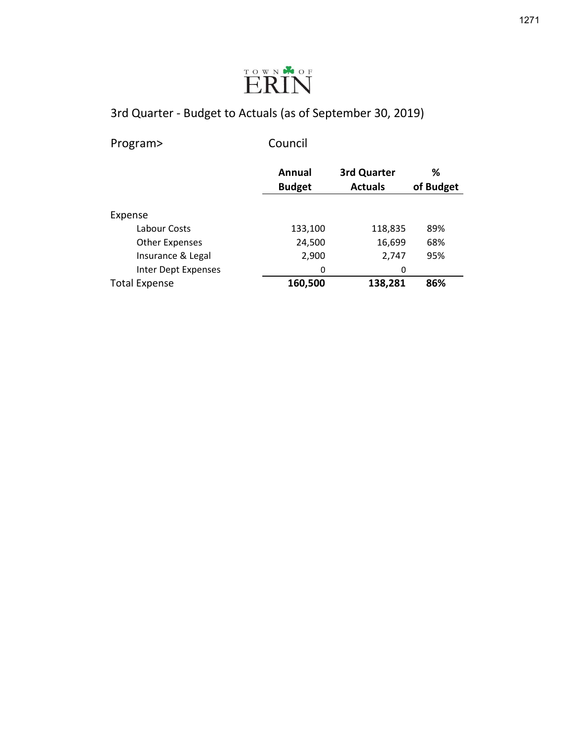TOWN OF ERIN

## 3rd Quarter - Budget to Actuals (as of September 30, 2019)

Program> Council

| | Annual Budget | 3rd Quarter Actuals | % of Budget |
|---|---|---|---|
| Expense | | | |
| Labour Costs | 133,100 | 118,835 | 89% |
| Other Expenses | 24,500 | 16,699 | 68% |
| Insurance & Legal | 2,900 | 2,747 | 95% |
| Inter Dept Expenses | 0 | 0 | |
| Total Expense | **160,500** | **138,281** | **86%** |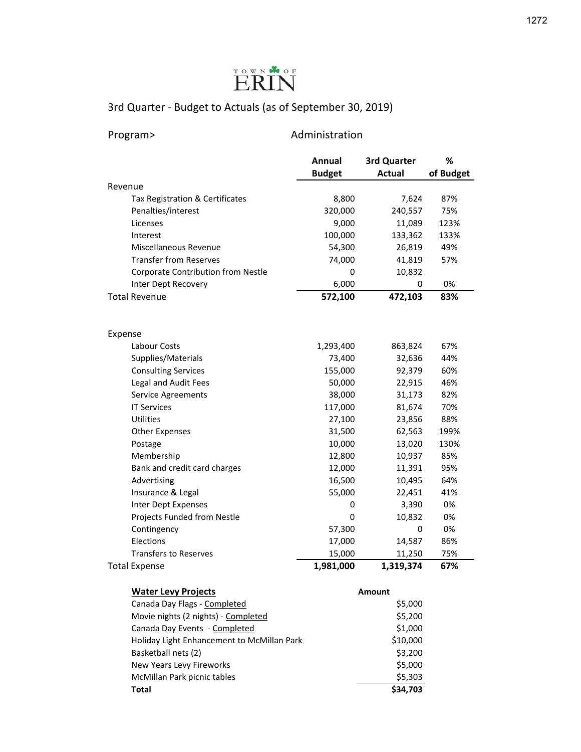TOWN OF ERIN

## 3rd Quarter - Budget to Actuals (as of September 30, 2019)

Program> Administration

| | Annual Budget | 3rd Quarter Actual | % of Budget |
|---|---|---|---|
| **Revenue** | | | |
| Tax Registration & Certificates | 8,800 | 7,624 | 87% |
| Penalties/interest | 320,000 | 240,557 | 75% |
| Licenses | 9,000 | 11,089 | 123% |
| Interest | 100,000 | 133,362 | 133% |
| Miscellaneous Revenue | 54,300 | 26,819 | 49% |
| Transfer from Reserves | 74,000 | 41,819 | 57% |
| Corporate Contribution from Nestle | 0 | 10,832 | |
| Inter Dept Recovery | 6,000 | 0 | 0% |
| **Total Revenue** | **572,100** | **472,103** | **83%** |
| | | | |
| **Expense** | | | |
| Labour Costs | 1,293,400 | 863,824 | 67% |
| Supplies/Materials | 73,400 | 32,636 | 44% |
| Consulting Services | 155,000 | 92,379 | 60% |
| Legal and Audit Fees | 50,000 | 22,915 | 46% |
| Service Agreements | 38,000 | 31,173 | 82% |
| IT Services | 117,000 | 81,674 | 70% |
| Utilities | 27,100 | 23,856 | 88% |
| Other Expenses | 31,500 | 62,563 | 199% |
| Postage | 10,000 | 13,020 | 130% |
| Membership | 12,800 | 10,937 | 85% |
| Bank and credit card charges | 12,000 | 11,391 | 95% |
| Advertising | 16,500 | 10,495 | 64% |
| Insurance & Legal | 55,000 | 22,451 | 41% |
| Inter Dept Expenses | 0 | 3,390 | 0% |
| Projects Funded from Nestle | 0 | 10,832 | 0% |
| Contingency | 57,300 | 0 | 0% |
| Elections | 17,000 | 14,587 | 86% |
| Transfers to Reserves | 15,000 | 11,250 | 75% |
| **Total Expense** | **1,981,000** | **1,319,374** | **67%** |

| **Water Levy Projects** | **Amount** |
|---|---|
| Canada Day Flags - Completed | $5,000 |
| Movie nights (2 nights) - Completed | $5,200 |
| Canada Day Events - Completed | $1,000 |
| Holiday Light Enhancement to McMillan Park | $10,000 |
| Basketball nets (2) | $3,200 |
| New Years Levy Fireworks | $5,000 |
| McMillan Park picnic tables | $5,303 |
| **Total** | **$34,703** |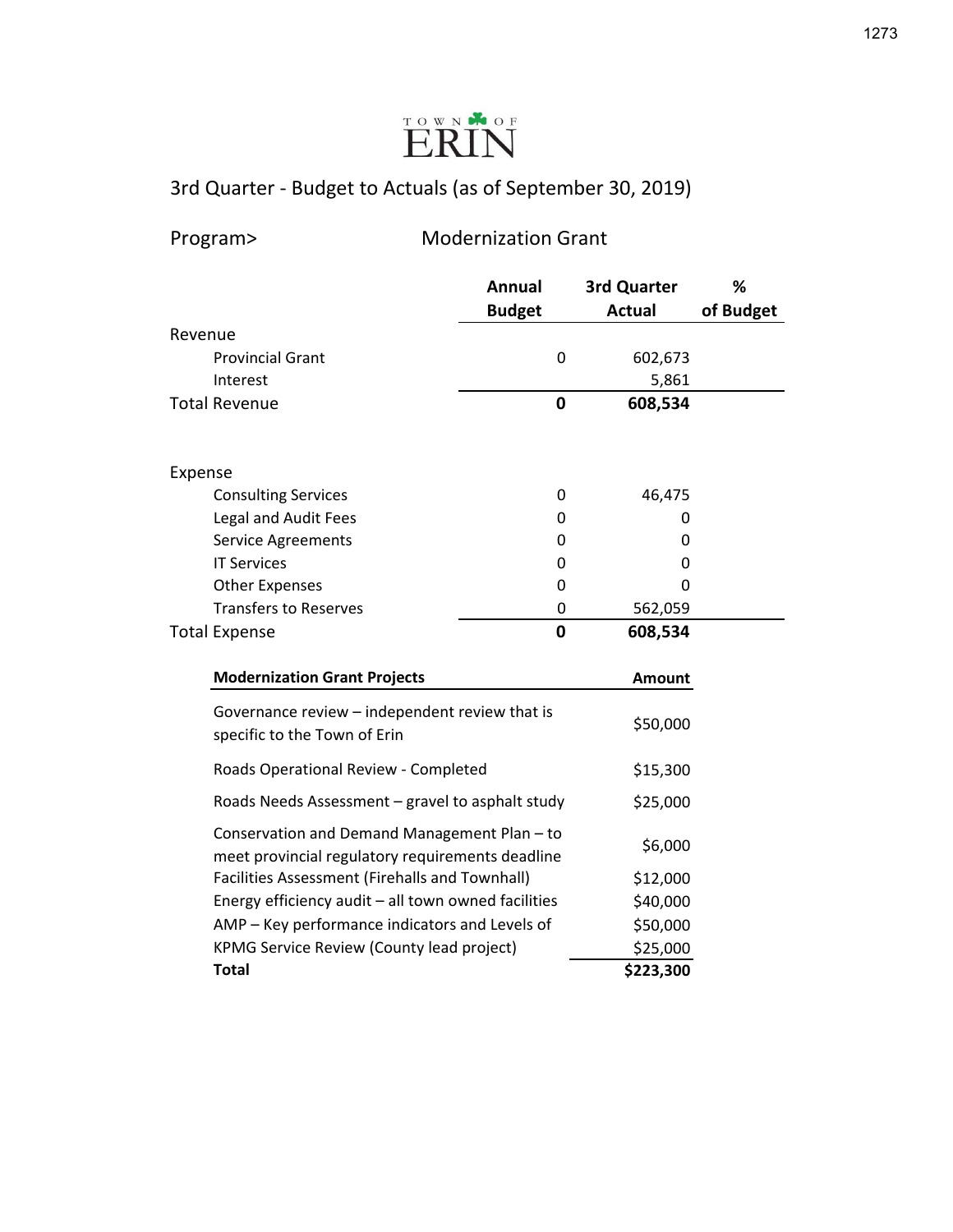TOWN OF ERIN

# 3rd Quarter - Budget to Actuals (as of September 30, 2019)

## Program> Modernization Grant

| | Annual Budget | 3rd Quarter Actual | % of Budget |
|---|---|---|---|
| Revenue | | | |
| Provincial Grant | 0 | 602,673 | |
| Interest | | 5,861 | |
| **Total Revenue** | **0** | **608,534** | |
| | | | |
| Expense | | | |
| Consulting Services | 0 | 46,475 | |
| Legal and Audit Fees | 0 | 0 | |
| Service Agreements | 0 | 0 | |
| IT Services | 0 | 0 | |
| Other Expenses | 0 | 0 | |
| Transfers to Reserves | 0 | 562,059 | |
| **Total Expense** | **0** | **608,534** | |

| **Modernization Grant Projects** | **Amount** |
|---|---|
| Governance review – independent review that is specific to the Town of Erin | $50,000 |
| Roads Operational Review - Completed | $15,300 |
| Roads Needs Assessment – gravel to asphalt study | $25,000 |
| Conservation and Demand Management Plan – to meet provincial regulatory requirements deadline | $6,000 |
| Facilities Assessment (Firehalls and Townhall) | $12,000 |
| Energy efficiency audit – all town owned facilities | $40,000 |
| AMP – Key performance indicators and Levels of | $50,000 |
| KPMG Service Review (County lead project) | $25,000 |
| **Total** | **$223,300** |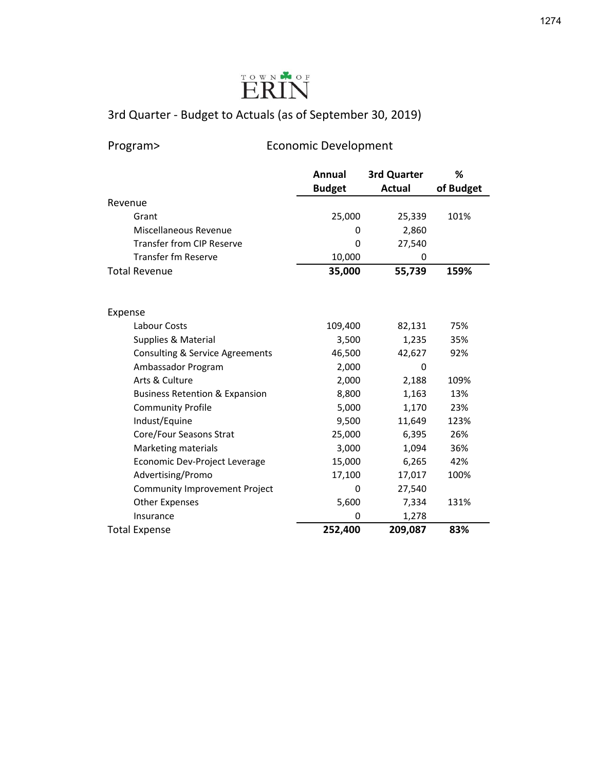TOWN OF ERIN

# 3rd Quarter - Budget to Actuals (as of September 30, 2019)

Program> Economic Development

| | Annual Budget | 3rd Quarter Actual | % of Budget |
|---|---|---|---|
| Revenue | | | |
| Grant | 25,000 | 25,339 | 101% |
| Miscellaneous Revenue | 0 | 2,860 | |
| Transfer from CIP Reserve | 0 | 27,540 | |
| Transfer fm Reserve | 10,000 | 0 | |
| **Total Revenue** | **35,000** | **55,739** | **159%** |
| | | | |
| Expense | | | |
| Labour Costs | 109,400 | 82,131 | 75% |
| Supplies & Material | 3,500 | 1,235 | 35% |
| Consulting & Service Agreements | 46,500 | 42,627 | 92% |
| Ambassador Program | 2,000 | 0 | |
| Arts & Culture | 2,000 | 2,188 | 109% |
| Business Retention & Expansion | 8,800 | 1,163 | 13% |
| Community Profile | 5,000 | 1,170 | 23% |
| Indust/Equine | 9,500 | 11,649 | 123% |
| Core/Four Seasons Strat | 25,000 | 6,395 | 26% |
| Marketing materials | 3,000 | 1,094 | 36% |
| Economic Dev-Project Leverage | 15,000 | 6,265 | 42% |
| Advertising/Promo | 17,100 | 17,017 | 100% |
| Community Improvement Project | 0 | 27,540 | |
| Other Expenses | 5,600 | 7,334 | 131% |
| Insurance | 0 | 1,278 | |
| **Total Expense** | **252,400** | **209,087** | **83%** |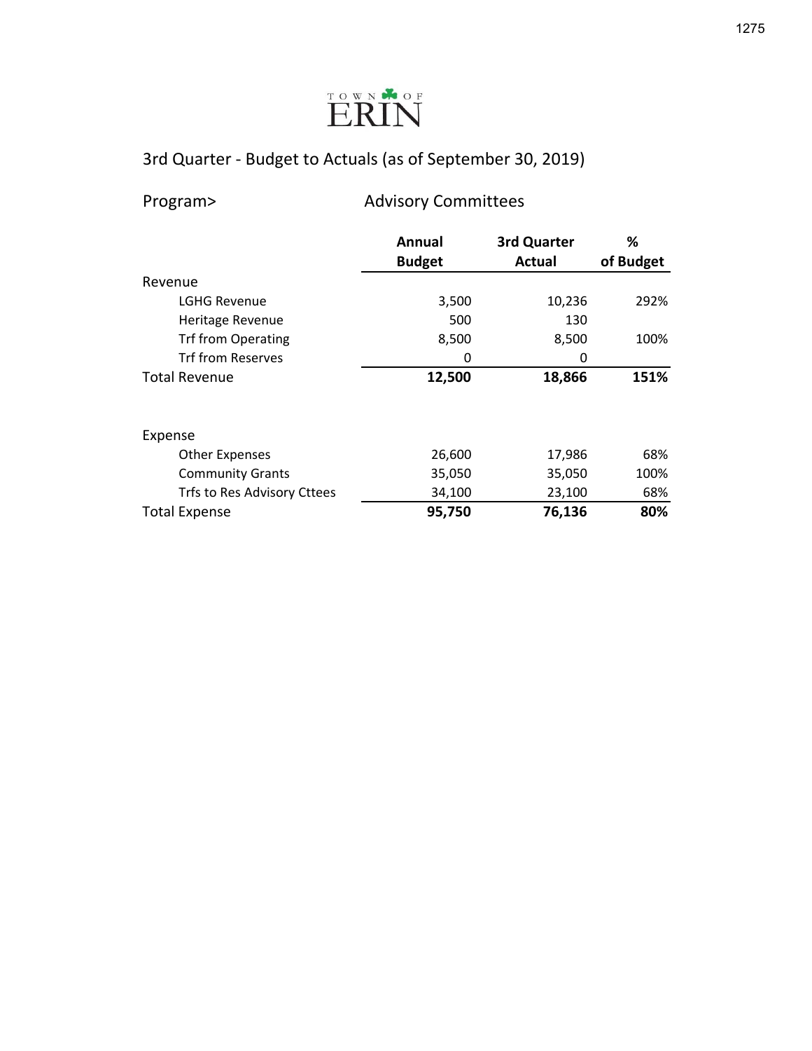TOWN OF ERIN

## 3rd Quarter - Budget to Actuals (as of September 30, 2019)

Program> Advisory Committees

| | Annual Budget | 3rd Quarter Actual | % of Budget |
|---|---|---|---|
| **Revenue** | | | |
| LGHG Revenue | 3,500 | 10,236 | 292% |
| Heritage Revenue | 500 | 130 | |
| Trf from Operating | 8,500 | 8,500 | 100% |
| Trf from Reserves | 0 | 0 | |
| **Total Revenue** | **12,500** | **18,866** | **151%** |
| | | | |
| **Expense** | | | |
| Other Expenses | 26,600 | 17,986 | 68% |
| Community Grants | 35,050 | 35,050 | 100% |
| Trfs to Res Advisory Cttees | 34,100 | 23,100 | 68% |
| **Total Expense** | **95,750** | **76,136** | **80%** |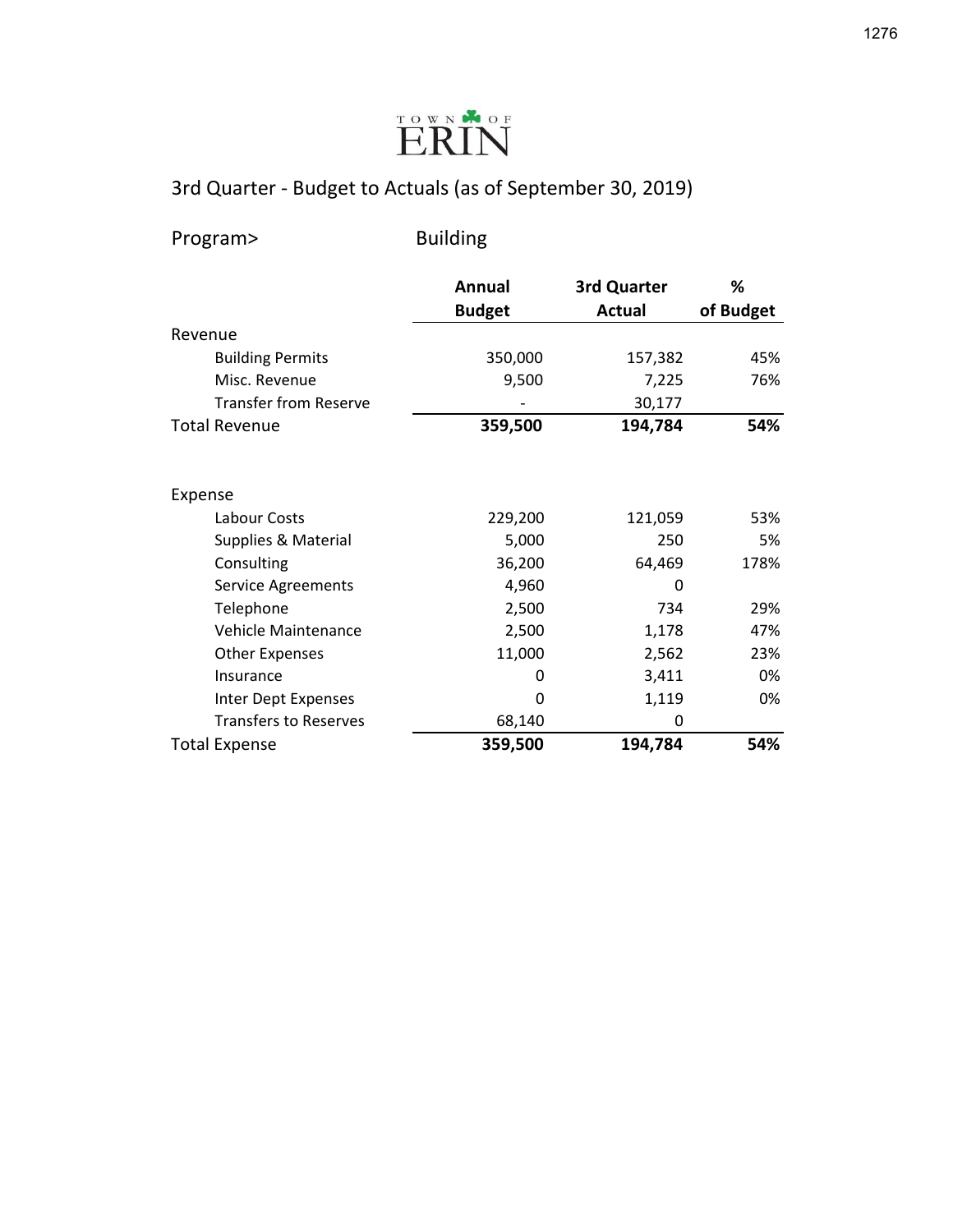TOWN OF ERIN

## 3rd Quarter - Budget to Actuals (as of September 30, 2019)

Program> Building

| | Annual Budget | 3rd Quarter Actual | % of Budget |
|---|---|---|---|
| Revenue | | | |
| Building Permits | 350,000 | 157,382 | 45% |
| Misc. Revenue | 9,500 | 7,225 | 76% |
| Transfer from Reserve | - | 30,177 | |
| **Total Revenue** | **359,500** | **194,784** | **54%** |
| | | | |
| Expense | | | |
| Labour Costs | 229,200 | 121,059 | 53% |
| Supplies & Material | 5,000 | 250 | 5% |
| Consulting | 36,200 | 64,469 | 178% |
| Service Agreements | 4,960 | 0 | |
| Telephone | 2,500 | 734 | 29% |
| Vehicle Maintenance | 2,500 | 1,178 | 47% |
| Other Expenses | 11,000 | 2,562 | 23% |
| Insurance | 0 | 3,411 | 0% |
| Inter Dept Expenses | 0 | 1,119 | 0% |
| Transfers to Reserves | 68,140 | 0 | |
| **Total Expense** | **359,500** | **194,784** | **54%** |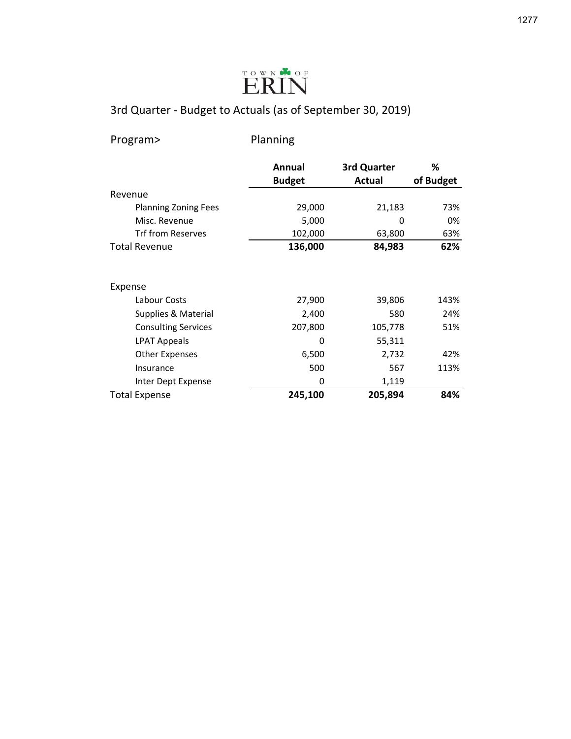TOWN OF ERIN

# 3rd Quarter - Budget to Actuals (as of September 30, 2019)

Program> Planning

| | Annual Budget | 3rd Quarter Actual | % of Budget |
|---|---|---|---|
| **Revenue** | | | |
| Planning Zoning Fees | 29,000 | 21,183 | 73% |
| Misc. Revenue | 5,000 | 0 | 0% |
| Trf from Reserves | 102,000 | 63,800 | 63% |
| **Total Revenue** | **136,000** | **84,983** | **62%** |
| | | | |
| **Expense** | | | |
| Labour Costs | 27,900 | 39,806 | 143% |
| Supplies & Material | 2,400 | 580 | 24% |
| Consulting Services | 207,800 | 105,778 | 51% |
| LPAT Appeals | 0 | 55,311 | |
| Other Expenses | 6,500 | 2,732 | 42% |
| Insurance | 500 | 567 | 113% |
| Inter Dept Expense | 0 | 1,119 | |
| **Total Expense** | **245,100** | **205,894** | **84%** |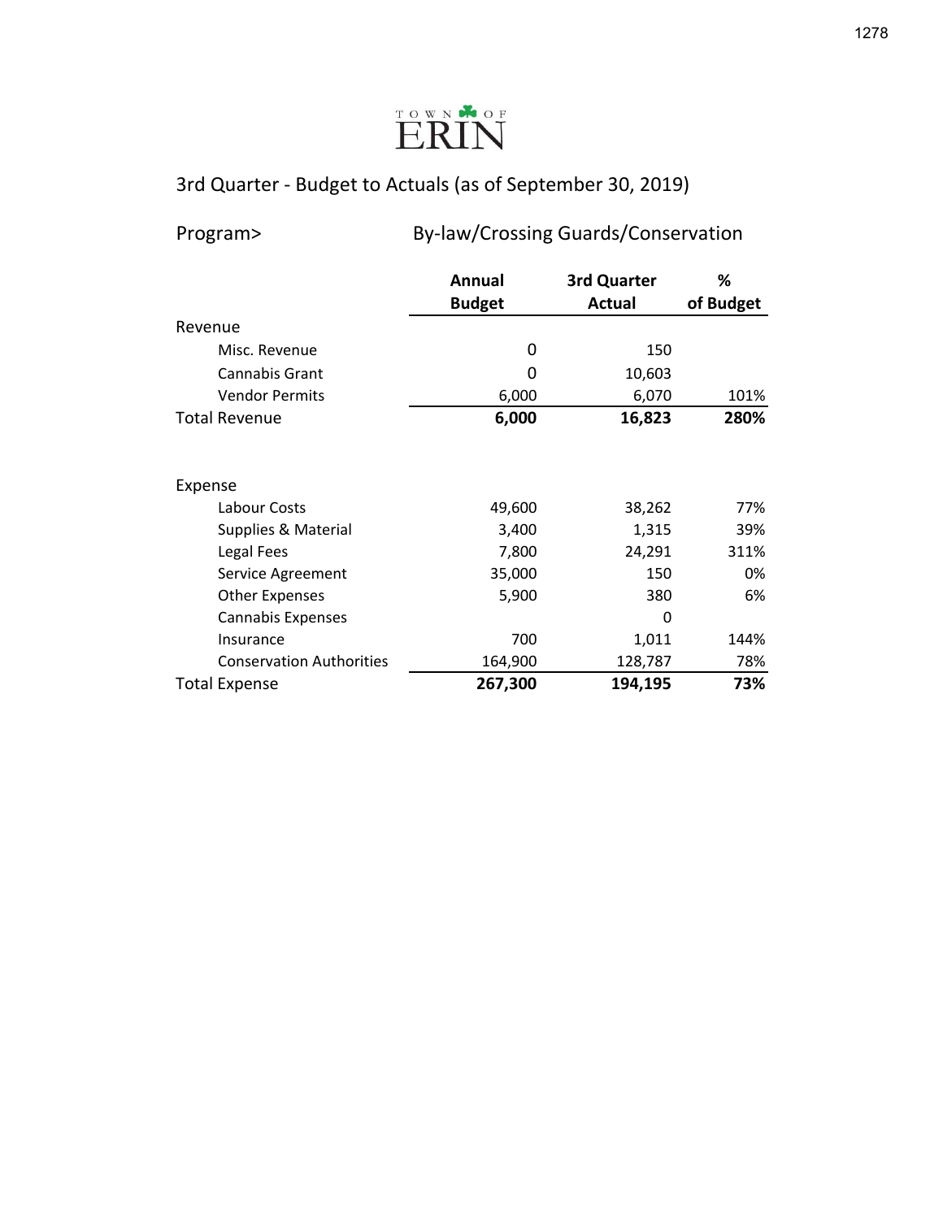TOWN OF ERIN

## 3rd Quarter - Budget to Actuals (as of September 30, 2019)

Program> By-law/Crossing Guards/Conservation

| | Annual Budget | 3rd Quarter Actual | % of Budget |
|---|---|---|---|
| Revenue | | | |
| Misc. Revenue | 0 | 150 | |
| Cannabis Grant | 0 | 10,603 | |
| Vendor Permits | 6,000 | 6,070 | 101% |
| **Total Revenue** | **6,000** | **16,823** | **280%** |
| | | | |
| Expense | | | |
| Labour Costs | 49,600 | 38,262 | 77% |
| Supplies & Material | 3,400 | 1,315 | 39% |
| Legal Fees | 7,800 | 24,291 | 311% |
| Service Agreement | 35,000 | 150 | 0% |
| Other Expenses | 5,900 | 380 | 6% |
| Cannabis Expenses | | 0 | |
| Insurance | 700 | 1,011 | 144% |
| Conservation Authorities | 164,900 | 128,787 | 78% |
| **Total Expense** | **267,300** | **194,195** | **73%** |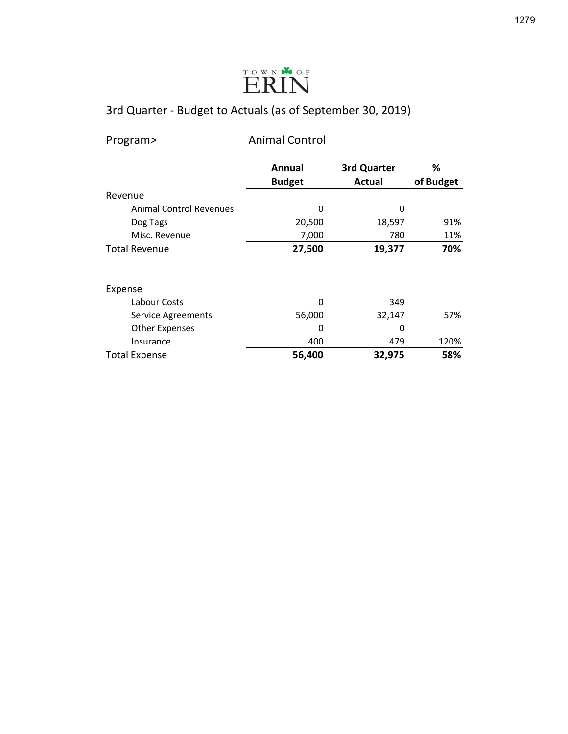TOWN OF ERIN

# 3rd Quarter - Budget to Actuals (as of September 30, 2019)

Program> Animal Control

| | Annual Budget | 3rd Quarter Actual | % of Budget |
|---|---|---|---|
| **Revenue** | | | |
| Animal Control Revenues | 0 | 0 | |
| Dog Tags | 20,500 | 18,597 | 91% |
| Misc. Revenue | 7,000 | 780 | 11% |
| **Total Revenue** | **27,500** | **19,377** | **70%** |
| | | | |
| **Expense** | | | |
| Labour Costs | 0 | 349 | |
| Service Agreements | 56,000 | 32,147 | 57% |
| Other Expenses | 0 | 0 | |
| Insurance | 400 | 479 | 120% |
| **Total Expense** | **56,400** | **32,975** | **58%** |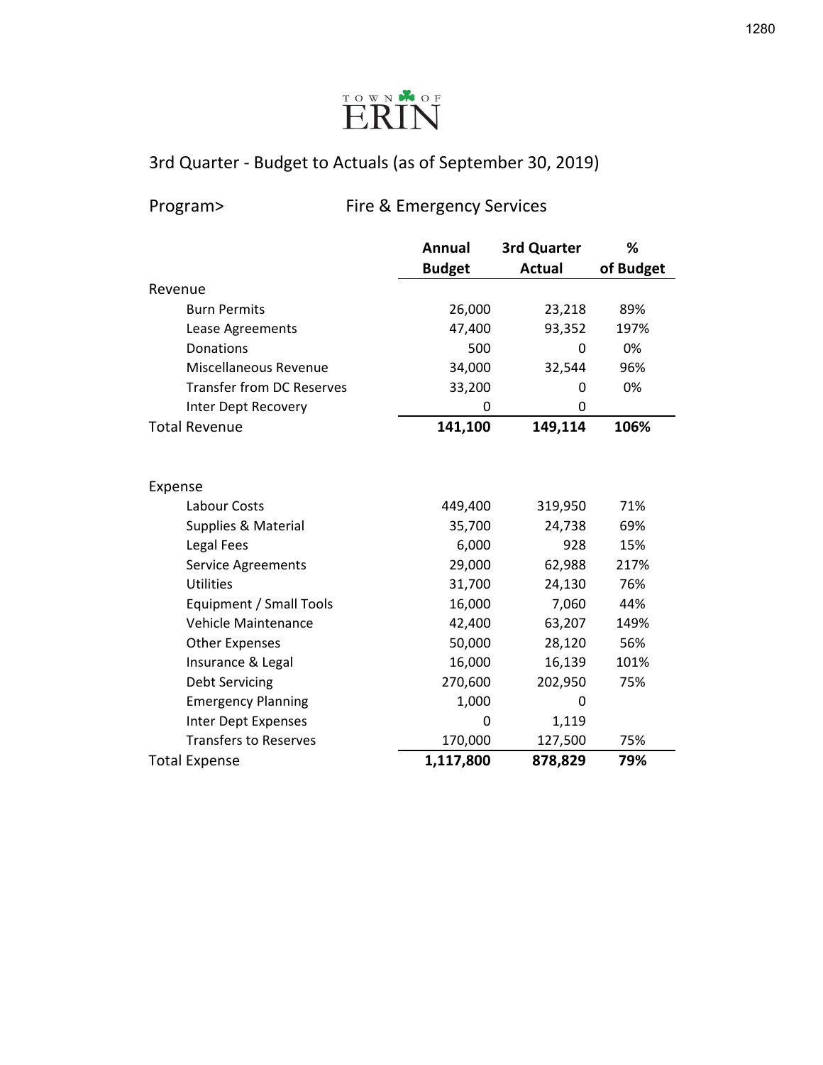TOWN OF ERIN

## 3rd Quarter - Budget to Actuals (as of September 30, 2019)

Program> Fire & Emergency Services

| | Annual Budget | 3rd Quarter Actual | % of Budget |
|---|---|---|---|
| **Revenue** | | | |
| Burn Permits | 26,000 | 23,218 | 89% |
| Lease Agreements | 47,400 | 93,352 | 197% |
| Donations | 500 | 0 | 0% |
| Miscellaneous Revenue | 34,000 | 32,544 | 96% |
| Transfer from DC Reserves | 33,200 | 0 | 0% |
| Inter Dept Recovery | 0 | 0 | |
| **Total Revenue** | **141,100** | **149,114** | **106%** |
| | | | |
| **Expense** | | | |
| Labour Costs | 449,400 | 319,950 | 71% |
| Supplies & Material | 35,700 | 24,738 | 69% |
| Legal Fees | 6,000 | 928 | 15% |
| Service Agreements | 29,000 | 62,988 | 217% |
| Utilities | 31,700 | 24,130 | 76% |
| Equipment / Small Tools | 16,000 | 7,060 | 44% |
| Vehicle Maintenance | 42,400 | 63,207 | 149% |
| Other Expenses | 50,000 | 28,120 | 56% |
| Insurance & Legal | 16,000 | 16,139 | 101% |
| Debt Servicing | 270,600 | 202,950 | 75% |
| Emergency Planning | 1,000 | 0 | |
| Inter Dept Expenses | 0 | 1,119 | |
| Transfers to Reserves | 170,000 | 127,500 | 75% |
| **Total Expense** | **1,117,800** | **878,829** | **79%** |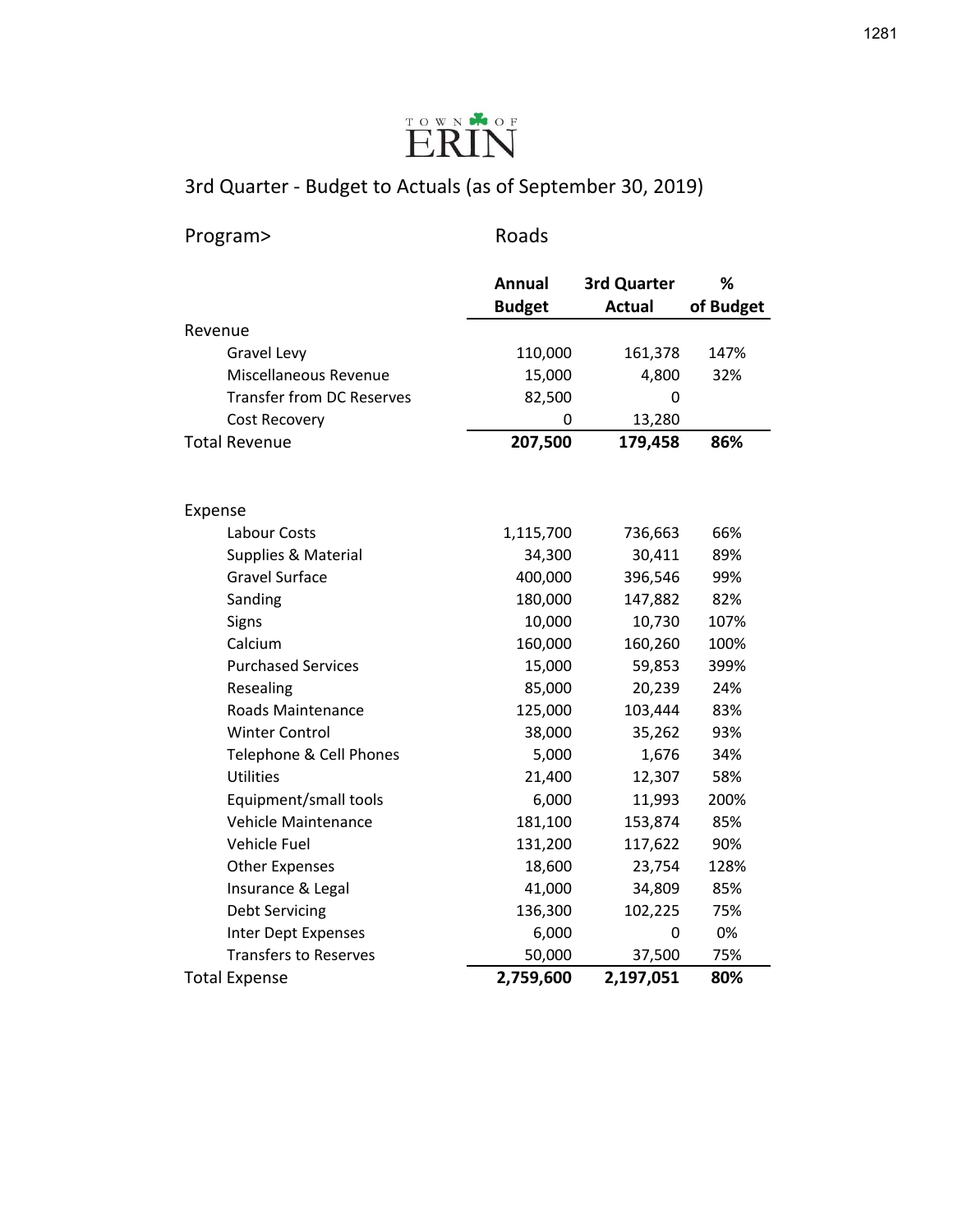TOWN OF ERIN

# 3rd Quarter - Budget to Actuals (as of September 30, 2019)

Program> Roads

| | Annual Budget | 3rd Quarter Actual | % of Budget |
|---|---|---|---|
| Revenue | | | |
| Gravel Levy | 110,000 | 161,378 | 147% |
| Miscellaneous Revenue | 15,000 | 4,800 | 32% |
| Transfer from DC Reserves | 82,500 | 0 | |
| Cost Recovery | 0 | 13,280 | |
| **Total Revenue** | **207,500** | **179,458** | **86%** |
| | | | |
| Expense | | | |
| Labour Costs | 1,115,700 | 736,663 | 66% |
| Supplies & Material | 34,300 | 30,411 | 89% |
| Gravel Surface | 400,000 | 396,546 | 99% |
| Sanding | 180,000 | 147,882 | 82% |
| Signs | 10,000 | 10,730 | 107% |
| Calcium | 160,000 | 160,260 | 100% |
| Purchased Services | 15,000 | 59,853 | 399% |
| Resealing | 85,000 | 20,239 | 24% |
| Roads Maintenance | 125,000 | 103,444 | 83% |
| Winter Control | 38,000 | 35,262 | 93% |
| Telephone & Cell Phones | 5,000 | 1,676 | 34% |
| Utilities | 21,400 | 12,307 | 58% |
| Equipment/small tools | 6,000 | 11,993 | 200% |
| Vehicle Maintenance | 181,100 | 153,874 | 85% |
| Vehicle Fuel | 131,200 | 117,622 | 90% |
| Other Expenses | 18,600 | 23,754 | 128% |
| Insurance & Legal | 41,000 | 34,809 | 85% |
| Debt Servicing | 136,300 | 102,225 | 75% |
| Inter Dept Expenses | 6,000 | 0 | 0% |
| Transfers to Reserves | 50,000 | 37,500 | 75% |
| **Total Expense** | **2,759,600** | **2,197,051** | **80%** |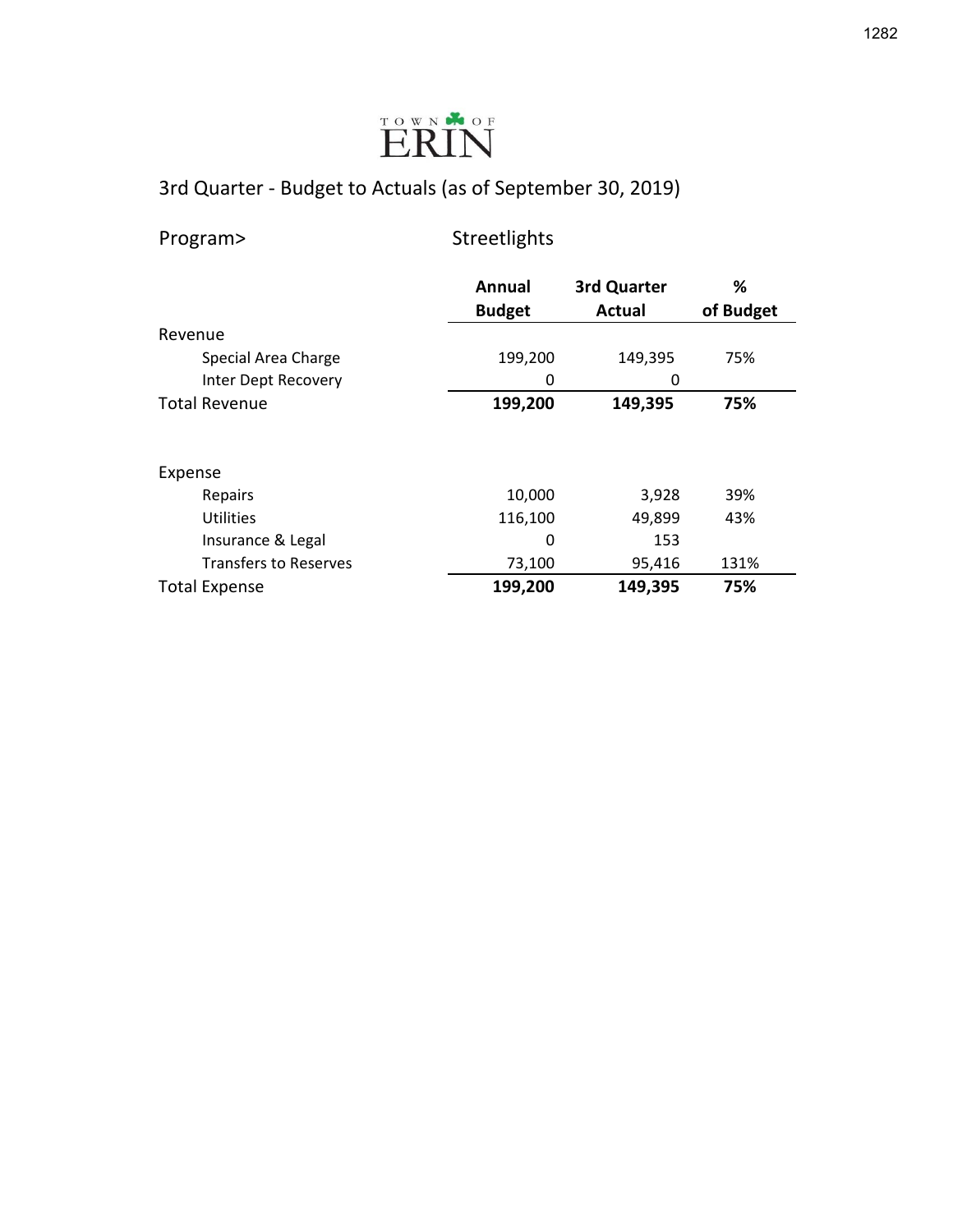TOWN OF ERIN

## 3rd Quarter - Budget to Actuals (as of September 30, 2019)

Program> Streetlights

| | Annual Budget | 3rd Quarter Actual | % of Budget |
|---|---|---|---|
| Revenue | | | |
| Special Area Charge | 199,200 | 149,395 | 75% |
| Inter Dept Recovery | 0 | 0 | |
| **Total Revenue** | **199,200** | **149,395** | **75%** |
| | | | |
| Expense | | | |
| Repairs | 10,000 | 3,928 | 39% |
| Utilities | 116,100 | 49,899 | 43% |
| Insurance & Legal | 0 | 153 | |
| Transfers to Reserves | 73,100 | 95,416 | 131% |
| **Total Expense** | **199,200** | **149,395** | **75%** |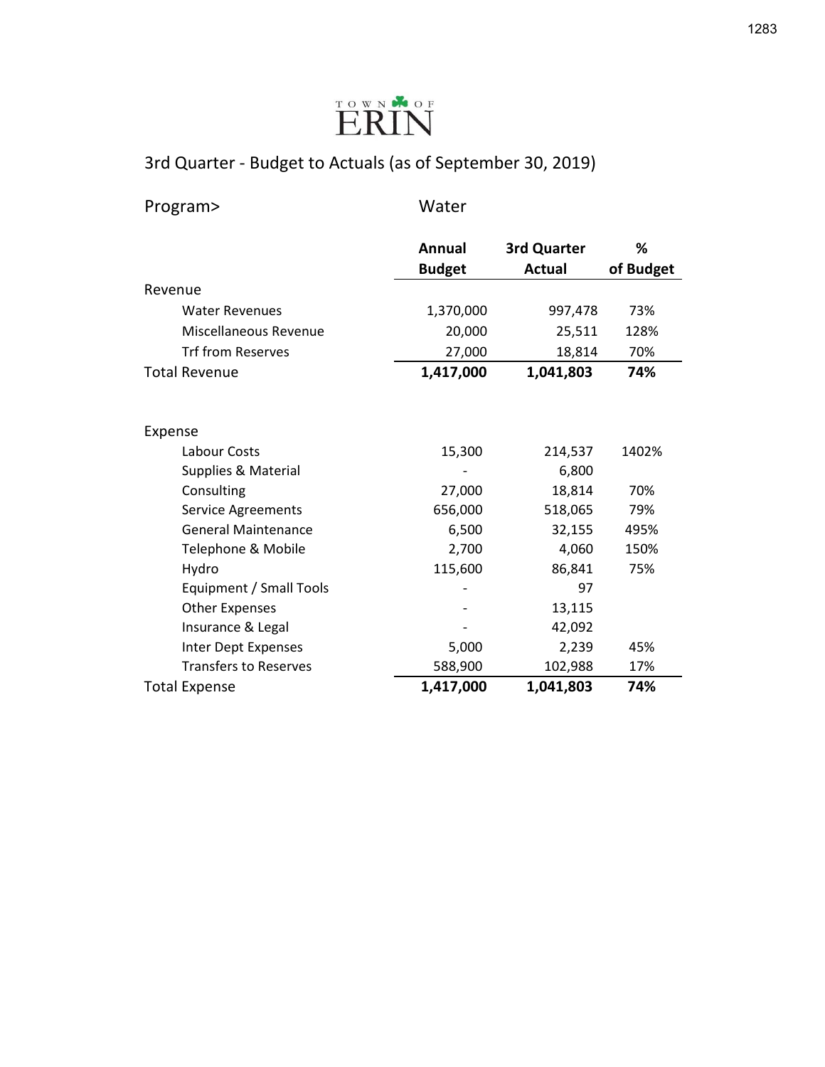TOWN OF ERIN

## 3rd Quarter - Budget to Actuals (as of September 30, 2019)

Program> Water

| | Annual Budget | 3rd Quarter Actual | % of Budget |
|---|---|---|---|
| Revenue | | | |
| Water Revenues | 1,370,000 | 997,478 | 73% |
| Miscellaneous Revenue | 20,000 | 25,511 | 128% |
| Trf from Reserves | 27,000 | 18,814 | 70% |
| **Total Revenue** | **1,417,000** | **1,041,803** | **74%** |
| | | | |
| Expense | | | |
| Labour Costs | 15,300 | 214,537 | 1402% |
| Supplies & Material | - | 6,800 | |
| Consulting | 27,000 | 18,814 | 70% |
| Service Agreements | 656,000 | 518,065 | 79% |
| General Maintenance | 6,500 | 32,155 | 495% |
| Telephone & Mobile | 2,700 | 4,060 | 150% |
| Hydro | 115,600 | 86,841 | 75% |
| Equipment / Small Tools | - | 97 | |
| Other Expenses | - | 13,115 | |
| Insurance & Legal | - | 42,092 | |
| Inter Dept Expenses | 5,000 | 2,239 | 45% |
| Transfers to Reserves | 588,900 | 102,988 | 17% |
| **Total Expense** | **1,417,000** | **1,041,803** | **74%** |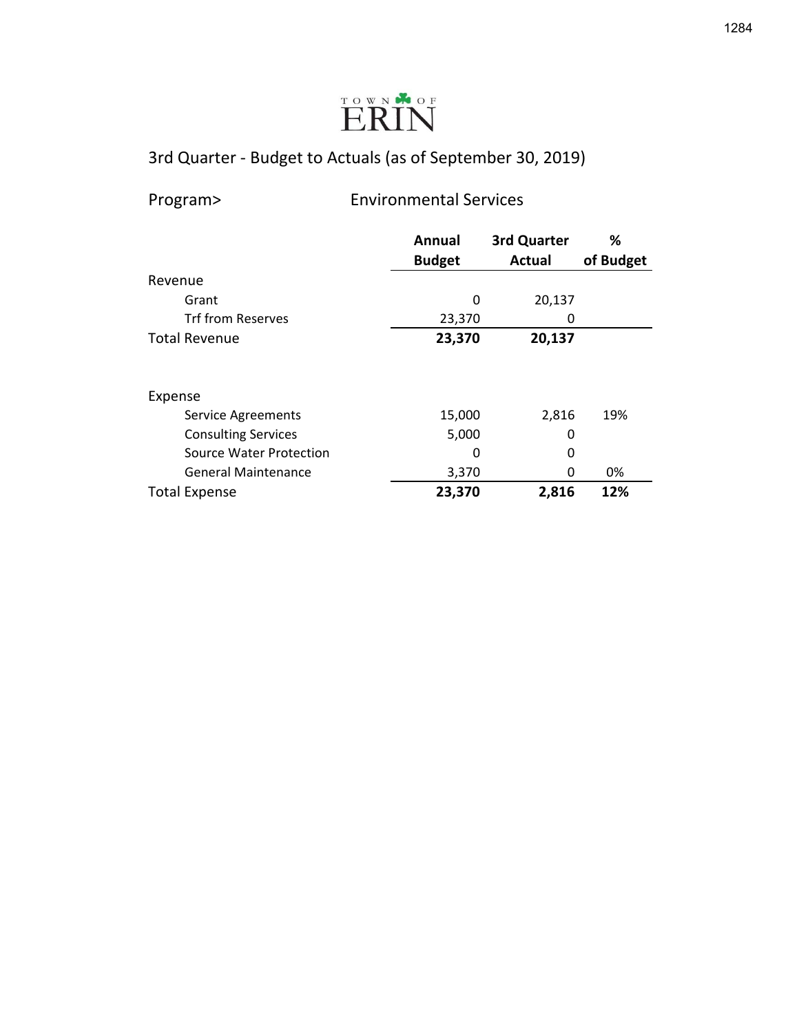TOWN OF ERIN

## 3rd Quarter - Budget to Actuals (as of September 30, 2019)

Program> Environmental Services

| | Annual Budget | 3rd Quarter Actual | % of Budget |
|---|---|---|---|
| Revenue | | | |
| Grant | 0 | 20,137 | |
| Trf from Reserves | 23,370 | 0 | |
| **Total Revenue** | **23,370** | **20,137** | |
| | | | |
| Expense | | | |
| Service Agreements | 15,000 | 2,816 | 19% |
| Consulting Services | 5,000 | 0 | |
| Source Water Protection | 0 | 0 | |
| General Maintenance | 3,370 | 0 | 0% |
| **Total Expense** | **23,370** | **2,816** | **12%** |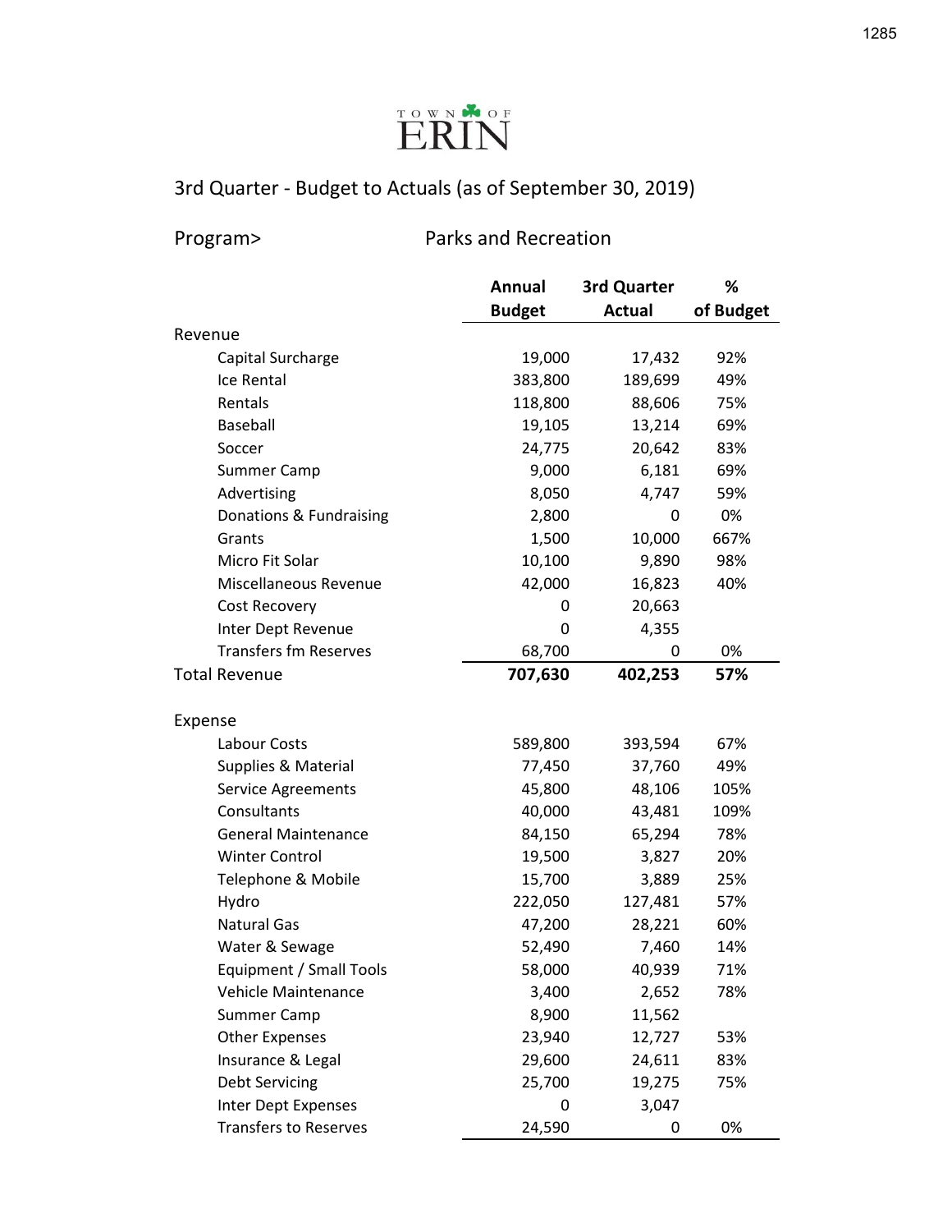TOWN OF ERIN

## 3rd Quarter - Budget to Actuals (as of September 30, 2019)

Program> Parks and Recreation

| | Annual Budget | 3rd Quarter Actual | % of Budget |
|---|---|---|---|
| Revenue | | | |
| Capital Surcharge | 19,000 | 17,432 | 92% |
| Ice Rental | 383,800 | 189,699 | 49% |
| Rentals | 118,800 | 88,606 | 75% |
| Baseball | 19,105 | 13,214 | 69% |
| Soccer | 24,775 | 20,642 | 83% |
| Summer Camp | 9,000 | 6,181 | 69% |
| Advertising | 8,050 | 4,747 | 59% |
| Donations & Fundraising | 2,800 | 0 | 0% |
| Grants | 1,500 | 10,000 | 667% |
| Micro Fit Solar | 10,100 | 9,890 | 98% |
| Miscellaneous Revenue | 42,000 | 16,823 | 40% |
| Cost Recovery | 0 | 20,663 | |
| Inter Dept Revenue | 0 | 4,355 | |
| Transfers fm Reserves | 68,700 | 0 | 0% |
| Total Revenue | **707,630** | **402,253** | **57%** |
| | | | |
| Expense | | | |
| Labour Costs | 589,800 | 393,594 | 67% |
| Supplies & Material | 77,450 | 37,760 | 49% |
| Service Agreements | 45,800 | 48,106 | 105% |
| Consultants | 40,000 | 43,481 | 109% |
| General Maintenance | 84,150 | 65,294 | 78% |
| Winter Control | 19,500 | 3,827 | 20% |
| Telephone & Mobile | 15,700 | 3,889 | 25% |
| Hydro | 222,050 | 127,481 | 57% |
| Natural Gas | 47,200 | 28,221 | 60% |
| Water & Sewage | 52,490 | 7,460 | 14% |
| Equipment / Small Tools | 58,000 | 40,939 | 71% |
| Vehicle Maintenance | 3,400 | 2,652 | 78% |
| Summer Camp | 8,900 | 11,562 | |
| Other Expenses | 23,940 | 12,727 | 53% |
| Insurance & Legal | 29,600 | 24,611 | 83% |
| Debt Servicing | 25,700 | 19,275 | 75% |
| Inter Dept Expenses | 0 | 3,047 | |
| Transfers to Reserves | 24,590 | 0 | 0% |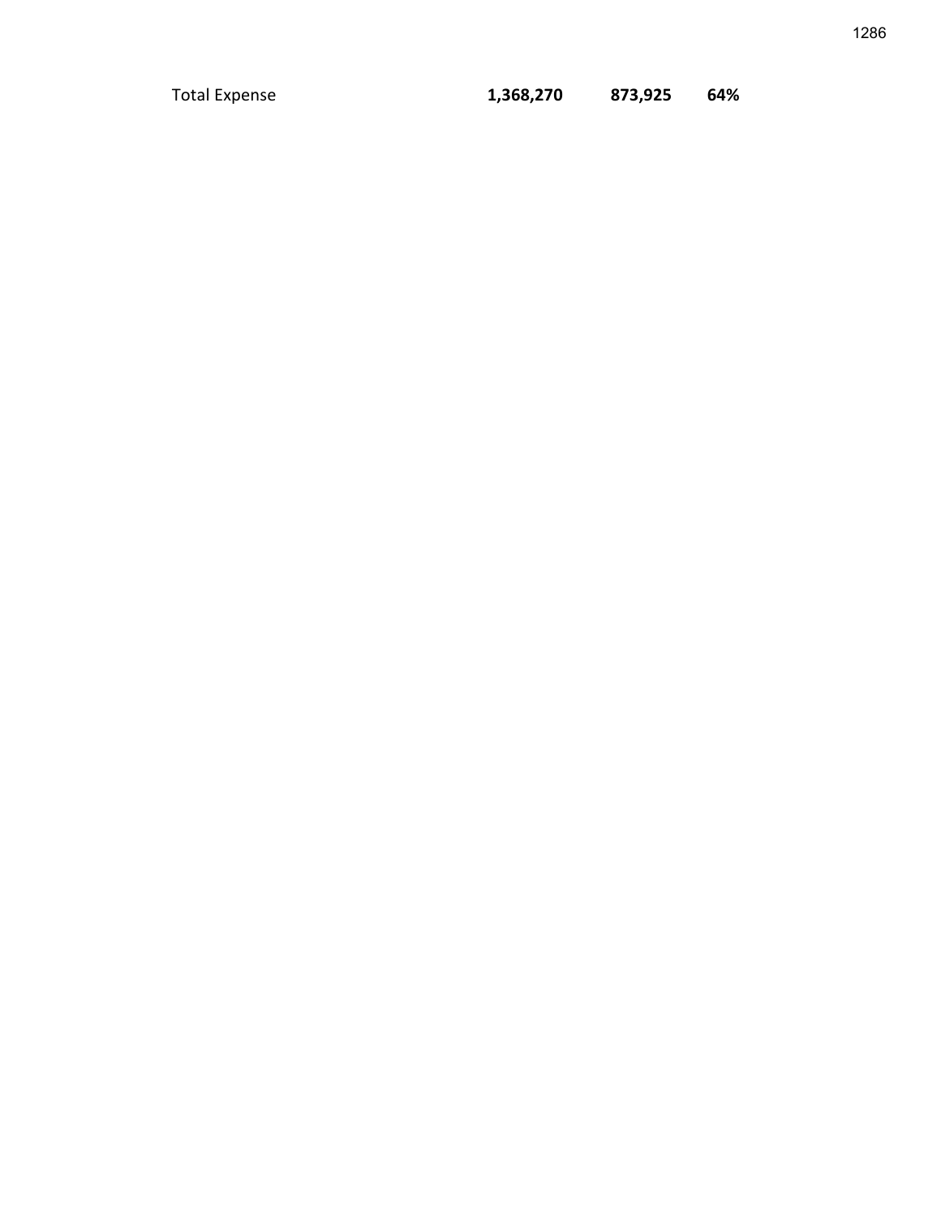| | | | |
|---|---|---|---|
| Total Expense | **1,368,270** | **873,925** | **64%** |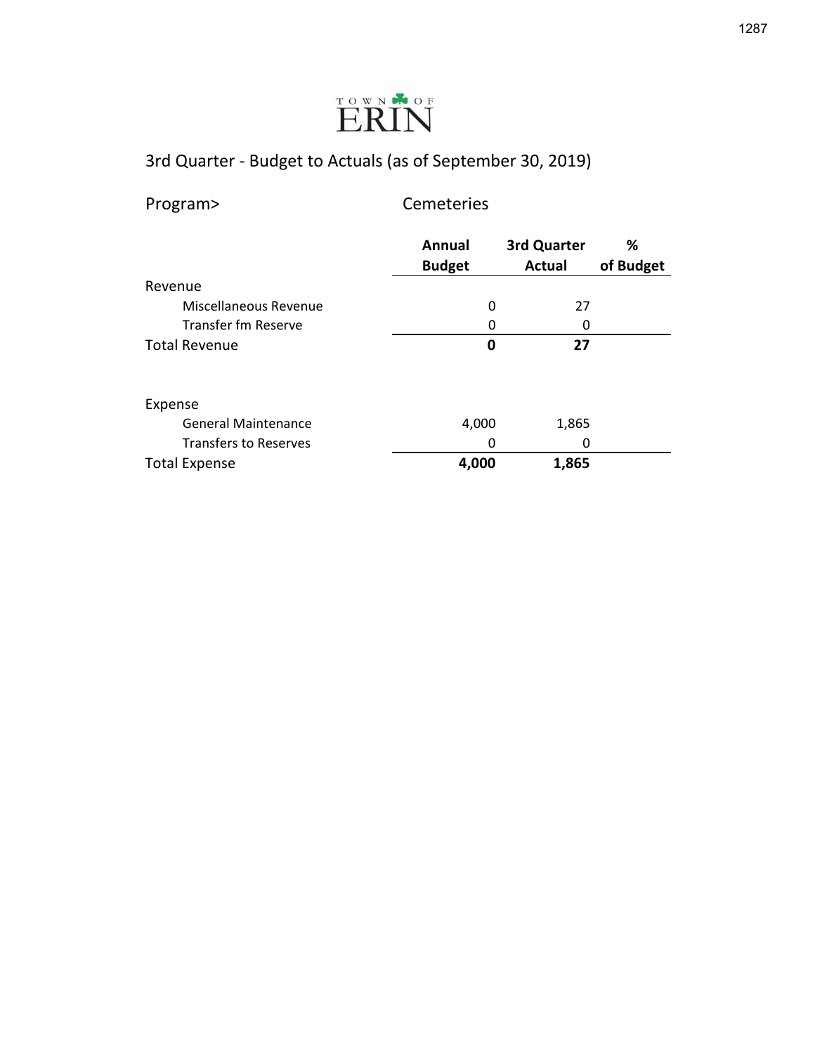TOWN OF ERIN

# 3rd Quarter - Budget to Actuals (as of September 30, 2019)

Program> Cemeteries

| | Annual Budget | 3rd Quarter Actual | % of Budget |
|---|---|---|---|
| Revenue | | | |
| Miscellaneous Revenue | 0 | 27 | |
| Transfer fm Reserve | 0 | 0 | |
| Total Revenue | **0** | **27** | |
| | | | |
| Expense | | | |
| General Maintenance | 4,000 | 1,865 | |
| Transfers to Reserves | 0 | 0 | |
| Total Expense | **4,000** | **1,865** | |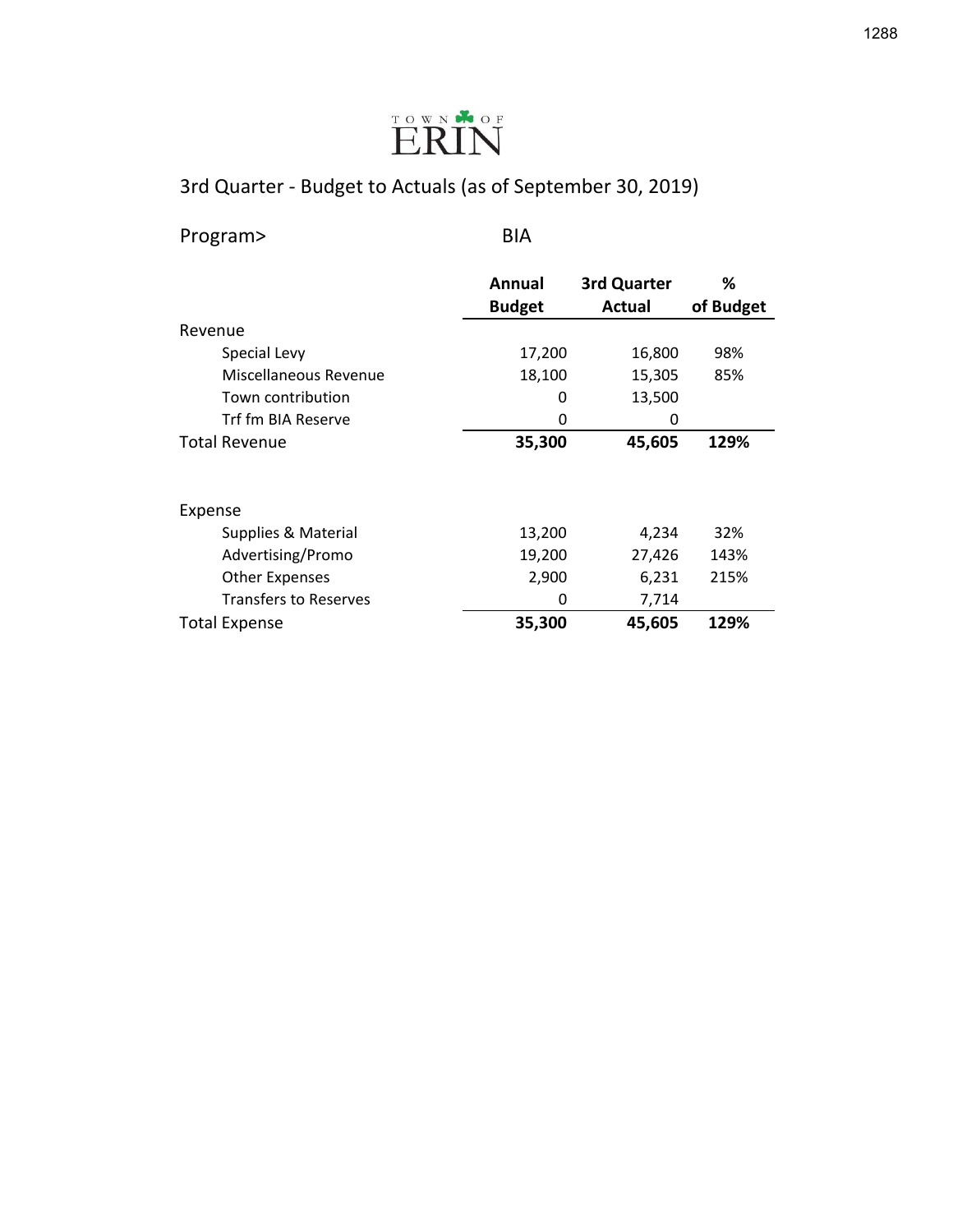TOWN OF ERIN

## 3rd Quarter - Budget to Actuals (as of September 30, 2019)

Program> BIA

| | Annual Budget | 3rd Quarter Actual | % of Budget |
|---|---|---|---|
| **Revenue** | | | |
| Special Levy | 17,200 | 16,800 | 98% |
| Miscellaneous Revenue | 18,100 | 15,305 | 85% |
| Town contribution | 0 | 13,500 | |
| Trf fm BIA Reserve | 0 | 0 | |
| **Total Revenue** | **35,300** | **45,605** | **129%** |
| | | | |
| **Expense** | | | |
| Supplies & Material | 13,200 | 4,234 | 32% |
| Advertising/Promo | 19,200 | 27,426 | 143% |
| Other Expenses | 2,900 | 6,231 | 215% |
| Transfers to Reserves | 0 | 7,714 | |
| **Total Expense** | **35,300** | **45,605** | **129%** |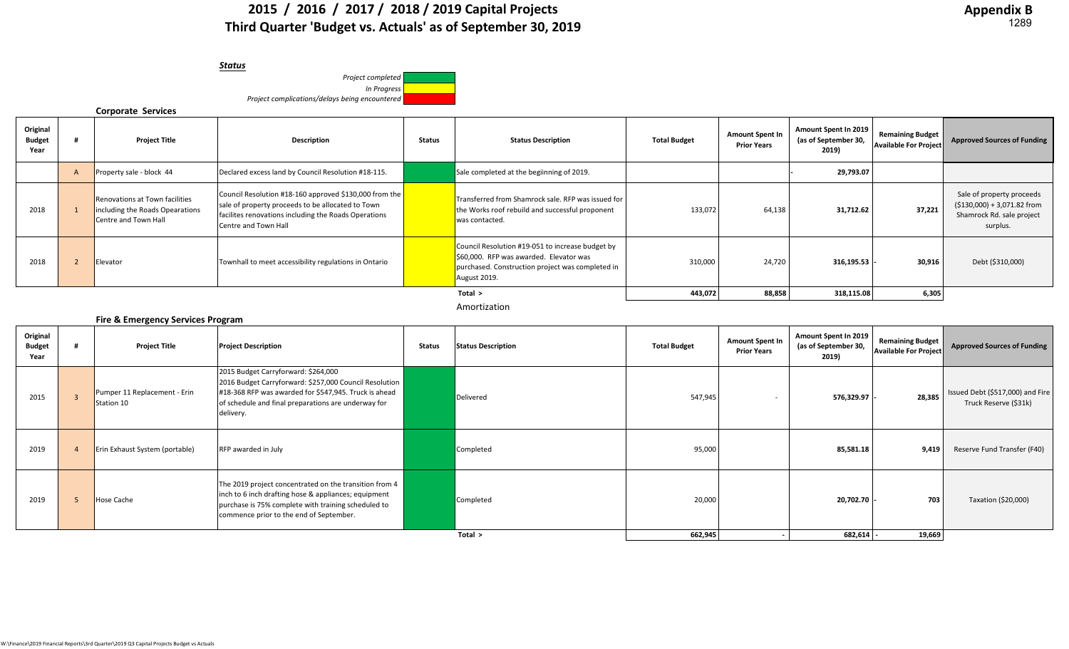# 2015 / 2016 / 2017 / 2018 / 2019 Capital Projects
# Third Quarter 'Budget vs. Actuals' as of September 30, 2019

**Appendix B**
1289

***Status***

*Project completed*
*In Progress*
*Project complications/delays being encountered*

### Corporate Services

| Original Budget Year | # | Project Title | Description | Status | Status Description | Total Budget | Amount Spent In Prior Years | Amount Spent In 2019 (as of September 30, 2019) | Remaining Budget Available For Project | Approved Sources of Funding |
|---|---|---|---|---|---|---|---|---|---|---|
| | A | Property sale - block 44 | Declared excess land by Council Resolution #18-115. | Project completed | Sale completed at the begiinning of 2019. | | | - 29,793.07 | | |
| 2018 | 1 | Renovations at Town facilities including the Roads Opearations Centre and Town Hall | Council Resolution #18-160 approved $130,000 from the sale of property proceeds to be allocated to Town facilites renovations including the Roads Operations Centre and Town Hall | In Progress | Transferred from Shamrock sale. RFP was issued for the Works roof rebuild and successful proponent was contacted. | 133,072 | 64,138 | 31,712.62 | 37,221 | Sale of property proceeds ($130,000) + 3,071.82 from Shamrock Rd. sale project surplus. |
| 2018 | 2 | Elevator | Townhall to meet accessibility regulations in Ontario | In Progress | Council Resolution #19-051 to increase budget by $60,000. RFP was awarded. Elevator was purchased. Construction project was completed in August 2019. | 310,000 | 24,720 | 316,195.53 | - 30,916 | Debt ($310,000) |
| | | | | | Total > | 443,072 | 88,858 | 318,115.08 | 6,305 | |

Amortization

### Fire & Emergency Services Program

| Original Budget Year | # | Project Title | Project Description | Status | Status Description | Total Budget | Amount Spent In Prior Years | Amount Spent In 2019 (as of September 30, 2019) | Remaining Budget Available For Project | Approved Sources of Funding |
|---|---|---|---|---|---|---|---|---|---|---|
| 2015 | 3 | Pumper 11 Replacement - Erin Station 10 | 2015 Budget Carryforward: $264,000 2016 Budget Carryforward: $257,000 Council Resolution #18-368 RFP was awarded for $547,945. Truck is ahead of schedule and final preparations are underway for delivery. | Project completed | Delivered | 547,945 | - | 576,329.97 | - 28,385 | Issued Debt ($517,000) and Fire Truck Reserve ($31k) |
| 2019 | 4 | Erin Exhaust System (portable) | RFP awarded in July | Project completed | Completed | 95,000 | | 85,581.18 | 9,419 | Reserve Fund Transfer (F40) |
| 2019 | 5 | Hose Cache | The 2019 project concentrated on the transition from 4 inch to 6 inch drafting hose & appliances; equipment purchase is 75% complete with training scheduled to commence prior to the end of September. | Project completed | Completed | 20,000 | | 20,702.70 | - 703 | Taxation ($20,000) |
| | | | | | Total > | 662,945 | - | 682,614 | - 19,669 | |

W:\Finance\2019 Financial Reports\3rd Quarter\2019 Q3 Capital Projects Budget vs Actuals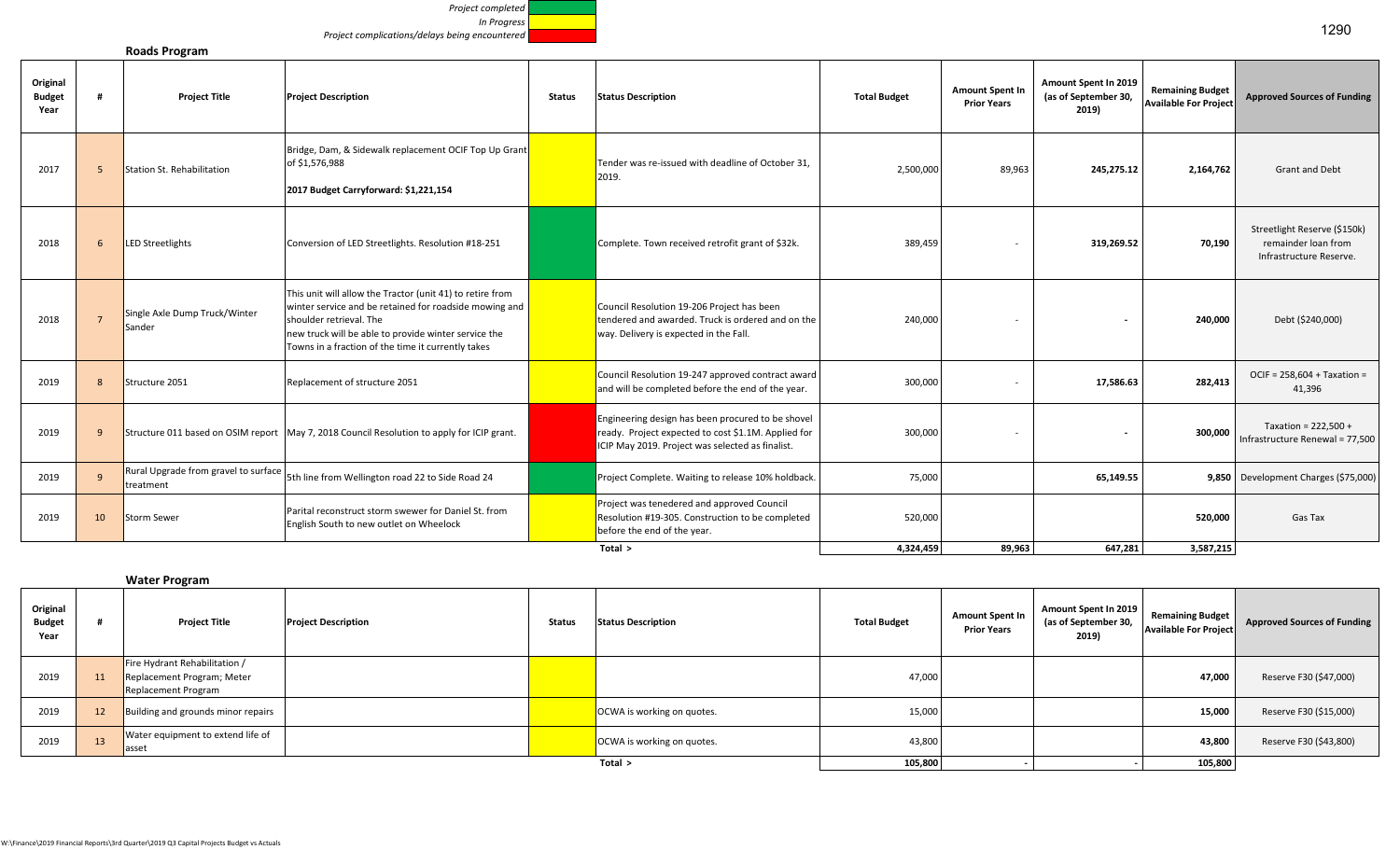*Project completed*
*In Progress*
*Project complications/delays being encountered*

## Roads Program

| Original Budget Year | # | Project Title | Project Description | Status | Status Description | Total Budget | Amount Spent In Prior Years | Amount Spent In 2019 (as of September 30, 2019) | Remaining Budget Available For Project | Approved Sources of Funding |
|---|---|---|---|---|---|---|---|---|---|---|
| 2017 | 5 | Station St. Rehabilitation | Bridge, Dam, & Sidewalk replacement OCIF Top Up Grant of $1,576,988 **2017 Budget Carryforward: $1,221,154** | | Tender was re-issued with deadline of October 31, 2019. | 2,500,000 | 89,963 | **245,275.12** | **2,164,762** | Grant and Debt |
| 2018 | 6 | LED Streetlights | Conversion of LED Streetlights. Resolution #18-251 | | Complete. Town received retrofit grant of $32k. | 389,459 | - | **319,269.52** | **70,190** | Streetlight Reserve ($150k) remainder loan from Infrastructure Reserve. |
| 2018 | 7 | Single Axle Dump Truck/Winter Sander | This unit will allow the Tractor (unit 41) to retire from winter service and be retained for roadside mowing and shoulder retrieval. The new truck will be able to provide winter service the Towns in a fraction of the time it currently takes | | Council Resolution 19-206 Project has been tendered and awarded. Truck is ordered and on the way. Delivery is expected in the Fall. | 240,000 | - | **-** | **240,000** | Debt ($240,000) |
| 2019 | 8 | Structure 2051 | Replacement of structure 2051 | | Council Resolution 19-247 approved contract award and will be completed before the end of the year. | 300,000 | - | **17,586.63** | **282,413** | OCIF = 258,604 + Taxation = 41,396 |
| 2019 | 9 | Structure 011 based on OSIM report | May 7, 2018 Council Resolution to apply for ICIP grant. | | Engineering design has been procured to be shovel ready. Project expected to cost $1.1M. Applied for ICIP May 2019. Project was selected as finalist. | 300,000 | - | **-** | **300,000** | Taxation = 222,500 + Infrastructure Renewal = 77,500 |
| 2019 | 9 | Rural Upgrade from gravel to surface treatment | 5th line from Wellington road 22 to Side Road 24 | | Project Complete. Waiting to release 10% holdback. | 75,000 | | **65,149.55** | **9,850** | Development Charges ($75,000) |
| 2019 | 10 | Storm Sewer | Parital reconstruct storm swewer for Daniel St. from English South to new outlet on Wheelock | | Project was tenedered and approved Council Resolution #19-305. Construction to be completed before the end of the year. | 520,000 | | | **520,000** | Gas Tax |
| | | | | | **Total >** | **4,324,459** | **89,963** | **647,281** | **3,587,215** | |

## Water Program

| Original Budget Year | # | Project Title | Project Description | Status | Status Description | Total Budget | Amount Spent In Prior Years | Amount Spent In 2019 (as of September 30, 2019) | Remaining Budget Available For Project | Approved Sources of Funding |
|---|---|---|---|---|---|---|---|---|---|---|
| 2019 | 11 | Fire Hydrant Rehabilitation / Replacement Program; Meter Replacement Program | | | | 47,000 | | | **47,000** | Reserve F30 ($47,000) |
| 2019 | 12 | Building and grounds minor repairs | | | OCWA is working on quotes. | 15,000 | | | **15,000** | Reserve F30 ($15,000) |
| 2019 | 13 | Water equipment to extend life of asset | | | OCWA is working on quotes. | 43,800 | | | **43,800** | Reserve F30 ($43,800) |
| | | | | | **Total >** | **105,800** | **-** | **-** | **105,800** | |

W:\Finance\2019 Financial Reports\3rd Quarter\2019 Q3 Capital Projects Budget vs Actuals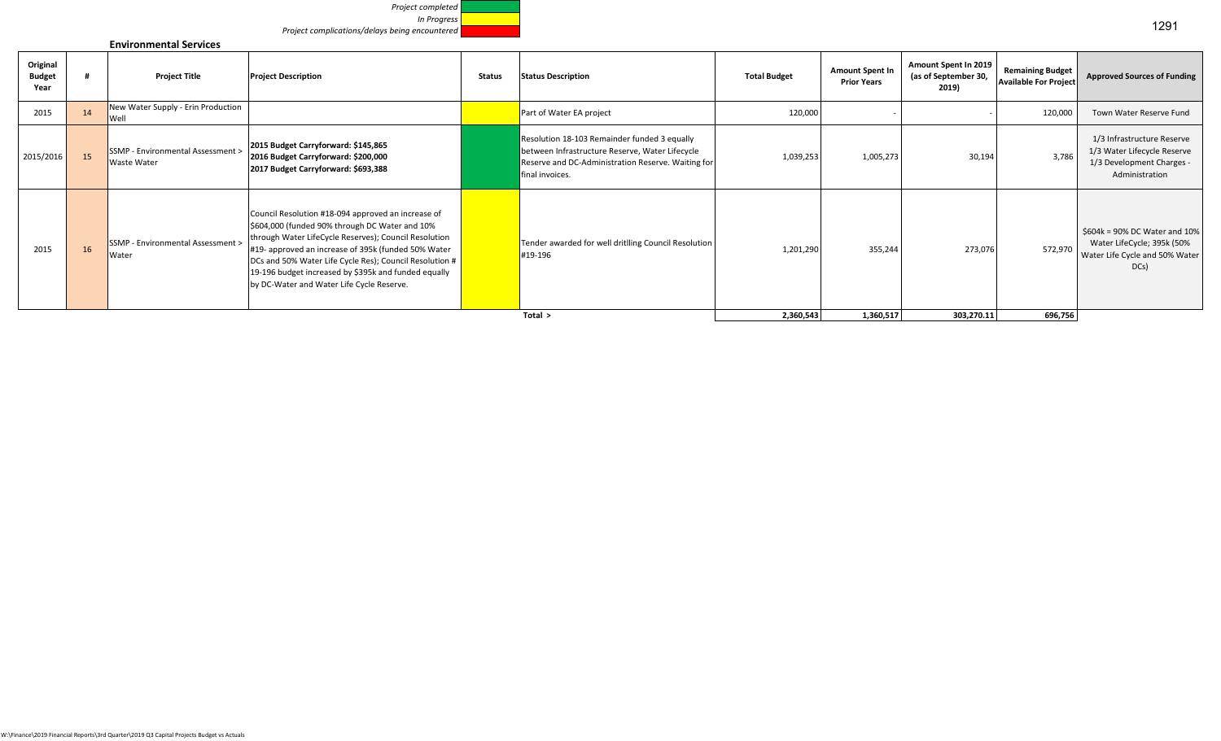| | |
|---|---|
| *Project completed* | |
| *In Progress* | |
| *Project complications/delays being encountered* | |

## Environmental Services

| Original Budget Year | # | Project Title | Project Description | Status | Status Description | Total Budget | Amount Spent In Prior Years | Amount Spent In 2019 (as of September 30, 2019) | Remaining Budget Available For Project | Approved Sources of Funding |
|---|---|---|---|---|---|---|---|---|---|---|
| 2015 | 14 | New Water Supply - Erin Production Well | | | Part of Water EA project | 120,000 | - | - | 120,000 | Town Water Reserve Fund |
| 2015/2016 | 15 | SSMP - Environmental Assessment > Waste Water | **2015 Budget Carryforward: $145,865** **2016 Budget Carryforward: $200,000** **2017 Budget Carryforward: $693,388** | | Resolution 18-103 Remainder funded 3 equally between Infrastructure Reserve, Water Lifecycle Reserve and DC-Administration Reserve. Waiting for final invoices. | 1,039,253 | 1,005,273 | 30,194 | 3,786 | 1/3 Infrastructure Reserve 1/3 Water Lifecycle Reserve 1/3 Development Charges - Administration |
| 2015 | 16 | SSMP - Environmental Assessment > Water | Council Resolution #18-094 approved an increase of $604,000 (funded 90% through DC Water and 10% through Water LifeCycle Reserves); Council Resolution #19- approved an increase of 395k (funded 50% Water DCs and 50% Water Life Cycle Res); Council Resolution # 19-196 budget increased by $395k and funded equally by DC-Water and Water Life Cycle Reserve. | | Tender awarded for well dritlling Council Resolution #19-196 | 1,201,290 | 355,244 | 273,076 | 572,970 | $604k = 90% DC Water and 10% Water LifeCycle; 395k (50% Water Life Cycle and 50% Water DCs) |
| | | | | | **Total >** | **2,360,543** | **1,360,517** | **303,270.11** | **696,756** | |

W:\Finance\2019 Financial Reports\3rd Quarter\2019 Q3 Capital Projects Budget vs Actuals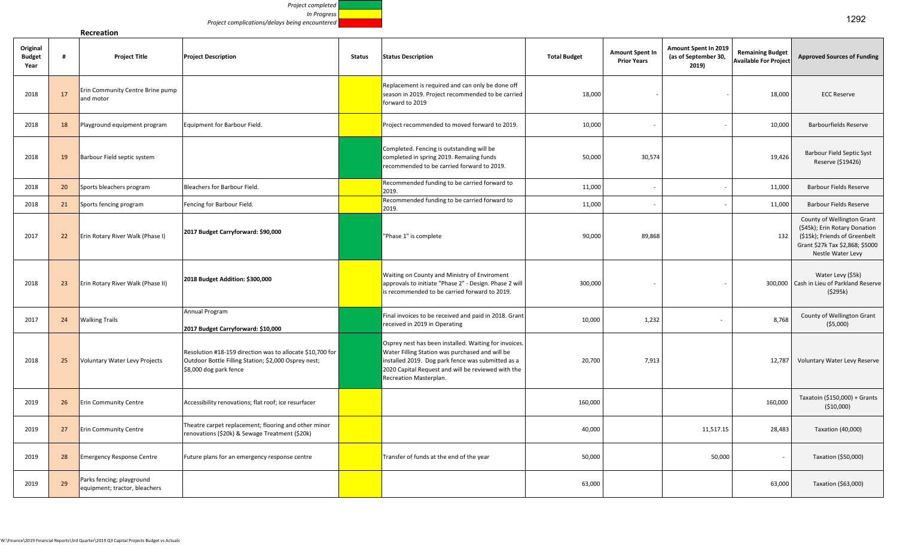Project completed

In Progress

Project complications/delays being encountered

**Recreation**

| Original Budget Year | # | Project Title | Project Description | Status | Status Description | Total Budget | Amount Spent In Prior Years | Amount Spent In 2019 (as of September 30, 2019) | Remaining Budget Available For Project | Approved Sources of Funding |
|---|---|---|---|---|---|---|---|---|---|---|
| 2018 | 17 | Erin Community Centre Brine pump and motor | | | Replacement is required and can only be done off season in 2019. Project recommended to be carried forward to 2019 | 18,000 | - | - | 18,000 | ECC Reserve |
| 2018 | 18 | Playground equipment program | Equipment for Barbour Field. | | Project recommended to moved forward to 2019. | 10,000 | - | - | 10,000 | Barbourfields Reserve |
| 2018 | 19 | Barbour Field septic system | | | Completed. Fencing is outstanding will be completed in spring 2019. Remaiing funds recommended to be carried forward to 2019. | 50,000 | 30,574 | | 19,426 | Barbour Field Septic Syst Reserve ($19426) |
| 2018 | 20 | Sports bleachers program | Bleachers for Barbour Field. | | Recommended funding to be carried forward to 2019. | 11,000 | - | - | 11,000 | Barbour Fields Reserve |
| 2018 | 21 | Sports fencing program | Fencing for Barbour Field. | | Recommended funding to be carried forward to 2019. | 11,000 | - | - | 11,000 | Barbour Fields Reserve |
| 2017 | 22 | Erin Rotary River Walk (Phase I) | **2017 Budget Carryforward: $90,000** | | "Phase 1" is complete | 90,000 | 89,868 | | 132 | County of Wellington Grant ($45k); Erin Rotary Donation ($15k); Friends of Greenbelt Grant $27k Tax $2,868; $5000 Nestle Water Levy |
| 2018 | 23 | Erin Rotary River Walk (Phase II) | **2018 Budget Addition: $300,000** | | Waiting on County and Ministry of Enviroment approvals to initiate "Phase 2" - Design. Phase 2 will is recommended to be carried forward to 2019. | 300,000 | - | - | 300,000 | Water Levy ($5k) Cash in Lieu of Parkland Reserve ($295k) |
| 2017 | 24 | Walking Trails | Annual Program **2017 Budget Carryforward: $10,000** | | Final invoices to be received and paid in 2018. Grant received in 2019 in Operating | 10,000 | 1,232 | - | 8,768 | County of Wellington Grant ($5,000) |
| 2018 | 25 | Voluntary Water Levy Projects | Resolution #18-159 direction was to allocate $10,700 for Outdoor Bottle Filling Station; $2,000 Osprey nest; $8,000 dog park fence | | Osprey nest has been installed. Waiting for invoices. Water Filling Station was purchased and will be installed 2019. Dog park fence was submitted as a 2020 Capital Request and will be reviewed with the Recreation Masterplan. | 20,700 | 7,913 | | 12,787 | Voluntary Water Levy Reserve |
| 2019 | 26 | Erin Community Centre | Accessibility renovations; flat roof; ice resurfacer | | | 160,000 | | | 160,000 | Taxatoin ($150,000) + Grants ($10,000) |
| 2019 | 27 | Erin Community Centre | Theatre carpet replacement; flooring and other minor renovations ($20k) & Sewage Treatment ($20k) | | | 40,000 | | 11,517.15 | 28,483 | Taxation (40,000) |
| 2019 | 28 | Emergency Response Centre | Future plans for an emergency response centre | | Transfer of funds at the end of the year | 50,000 | | 50,000 | - | Taxation ($50,000) |
| 2019 | 29 | Parks fencing; playground equipment; tractor, bleachers | | | | 63,000 | | | 63,000 | Taxation ($63,000) |

W:\Finance\2019 Financial Reports\3rd Quarter\2019 Q3 Capital Projects Budget vs Actuals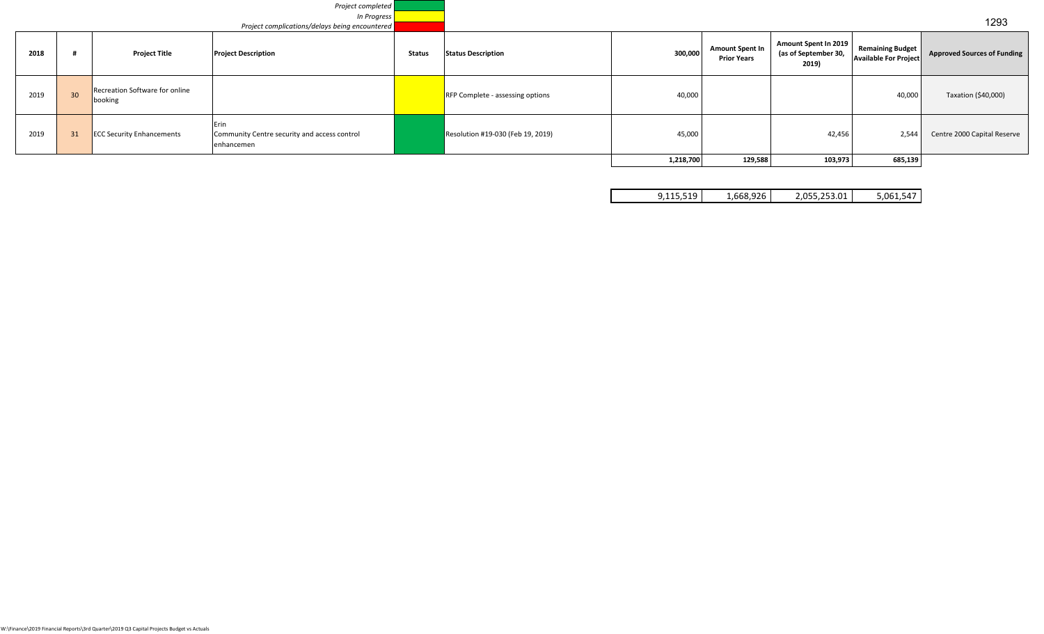| | |
|---|---|
| *Project completed* | (green) |
| *In Progress* | (yellow) |
| *Project complications/delays being encountered* | (red) |

| 2018 | # | Project Title | Project Description | Status | Status Description | 300,000 | Amount Spent In Prior Years | Amount Spent In 2019 (as of September 30, 2019) | Remaining Budget Available For Project | Approved Sources of Funding |
|---|---|---|---|---|---|---|---|---|---|---|
| 2019 | 30 | Recreation Software for online booking | | In Progress | RFP Complete - assessing options | 40,000 | | | 40,000 | Taxation ($40,000) |
| 2019 | 31 | ECC Security Enhancements | Erin Community Centre security and access control enhancemen | Project completed | Resolution #19-030 (Feb 19, 2019) | 45,000 | | 42,456 | 2,544 | Centre 2000 Capital Reserve |
| | | | | | | **1,218,700** | **129,588** | **103,973** | **685,139** | |
| | | | | | | 9,115,519 | 1,668,926 | 2,055,253.01 | 5,061,547 | |

W:\Finance\2019 Financial Reports\3rd Quarter\2019 Q3 Capital Projects Budget vs Actuals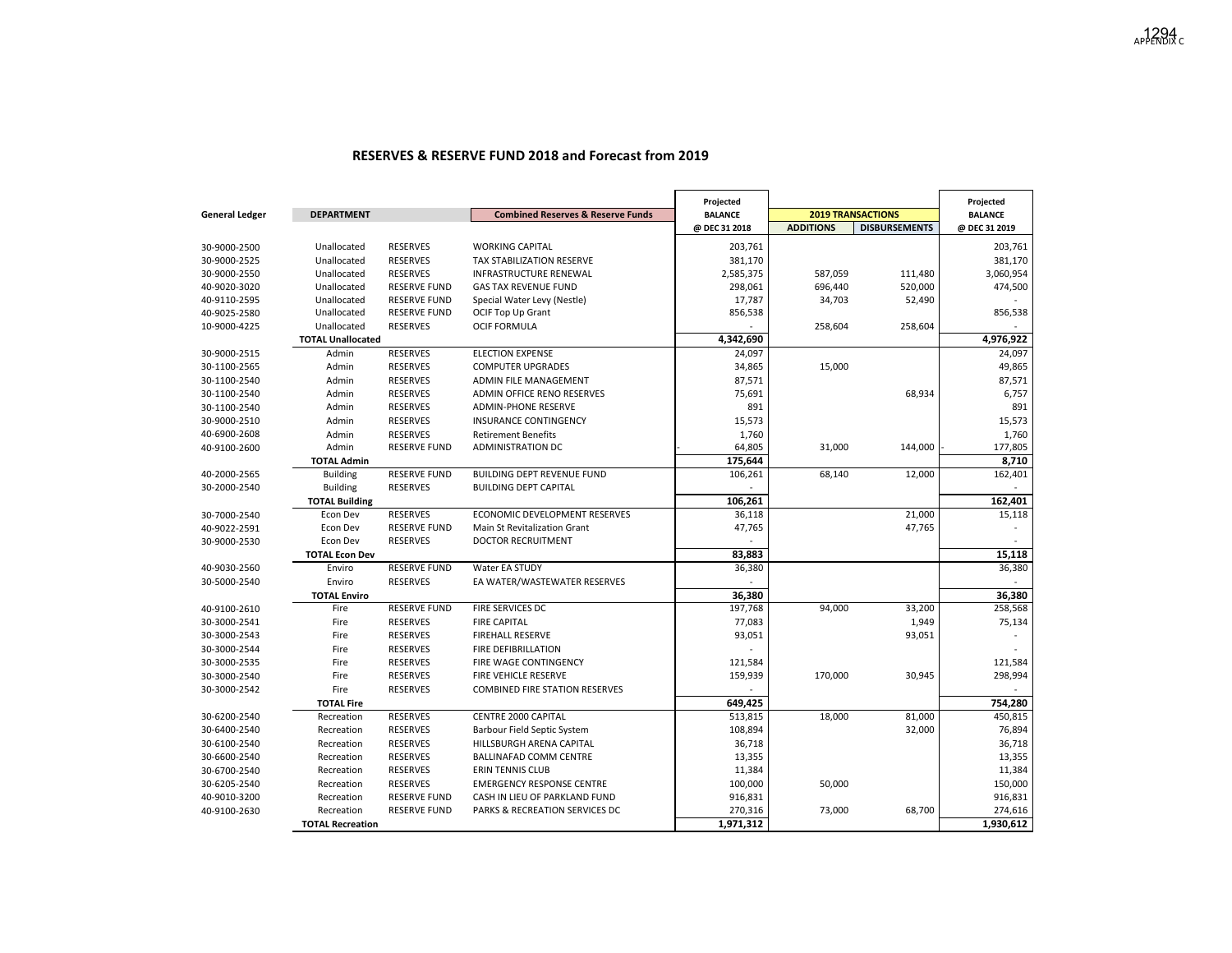## RESERVES & RESERVE FUND 2018 and Forecast from 2019

| General Ledger | DEPARTMENT | | Combined Reserves & Reserve Funds | Projected BALANCE @ DEC 31 2018 | 2019 TRANSACTIONS ADDITIONS | 2019 TRANSACTIONS DISBURSEMENTS | Projected BALANCE @ DEC 31 2019 |
|---|---|---|---|---|---|---|---|
| 30-9000-2500 | Unallocated | RESERVES | WORKING CAPITAL | 203,761 | | | 203,761 |
| 30-9000-2525 | Unallocated | RESERVES | TAX STABILIZATION RESERVE | 381,170 | | | 381,170 |
| 30-9000-2550 | Unallocated | RESERVES | INFRASTRUCTURE RENEWAL | 2,585,375 | 587,059 | 111,480 | 3,060,954 |
| 40-9020-3020 | Unallocated | RESERVE FUND | GAS TAX REVENUE FUND | 298,061 | 696,440 | 520,000 | 474,500 |
| 40-9110-2595 | Unallocated | RESERVE FUND | Special Water Levy (Nestle) | 17,787 | 34,703 | 52,490 | - |
| 40-9025-2580 | Unallocated | RESERVE FUND | OCIF Top Up Grant | 856,538 | | | 856,538 |
| 10-9000-4225 | Unallocated | RESERVES | OCIF FORMULA | - | 258,604 | 258,604 | - |
| | **TOTAL Unallocated** | | | **4,342,690** | | | **4,976,922** |
| 30-9000-2515 | Admin | RESERVES | ELECTION EXPENSE | 24,097 | | | 24,097 |
| 30-1100-2565 | Admin | RESERVES | COMPUTER UPGRADES | 34,865 | 15,000 | | 49,865 |
| 30-1100-2540 | Admin | RESERVES | ADMIN FILE MANAGEMENT | 87,571 | | | 87,571 |
| 30-1100-2540 | Admin | RESERVES | ADMIN OFFICE RENO RESERVES | 75,691 | | 68,934 | 6,757 |
| 30-1100-2540 | Admin | RESERVES | ADMIN-PHONE RESERVE | 891 | | | 891 |
| 30-9000-2510 | Admin | RESERVES | INSURANCE CONTINGENCY | 15,573 | | | 15,573 |
| 40-6900-2608 | Admin | RESERVES | Retirement Benefits | 1,760 | | | 1,760 |
| 40-9100-2600 | Admin | RESERVE FUND | ADMINISTRATION DC | - 64,805 | 31,000 | 144,000 | - 177,805 |
| | **TOTAL Admin** | | | **175,644** | | | **8,710** |
| 40-2000-2565 | Building | RESERVE FUND | BUILDING DEPT REVENUE FUND | 106,261 | 68,140 | 12,000 | 162,401 |
| 30-2000-2540 | Building | RESERVES | BUILDING DEPT CAPITAL | - | | | - |
| | **TOTAL Building** | | | **106,261** | | | **162,401** |
| 30-7000-2540 | Econ Dev | RESERVES | ECONOMIC DEVELOPMENT RESERVES | 36,118 | | 21,000 | 15,118 |
| 40-9022-2591 | Econ Dev | RESERVE FUND | Main St Revitalization Grant | 47,765 | | 47,765 | - |
| 30-9000-2530 | Econ Dev | RESERVES | DOCTOR RECRUITMENT | - | | | - |
| | **TOTAL Econ Dev** | | | **83,883** | | | **15,118** |
| 40-9030-2560 | Enviro | RESERVE FUND | Water EA STUDY | 36,380 | | | 36,380 |
| 30-5000-2540 | Enviro | RESERVES | EA WATER/WASTEWATER RESERVES | - | | | - |
| | **TOTAL Enviro** | | | **36,380** | | | **36,380** |
| 40-9100-2610 | Fire | RESERVE FUND | FIRE SERVICES DC | 197,768 | 94,000 | 33,200 | 258,568 |
| 30-3000-2541 | Fire | RESERVES | FIRE CAPITAL | 77,083 | | 1,949 | 75,134 |
| 30-3000-2543 | Fire | RESERVES | FIREHALL RESERVE | 93,051 | | 93,051 | - |
| 30-3000-2544 | Fire | RESERVES | FIRE DEFIBRILLATION | - | | | - |
| 30-3000-2535 | Fire | RESERVES | FIRE WAGE CONTINGENCY | 121,584 | | | 121,584 |
| 30-3000-2540 | Fire | RESERVES | FIRE VEHICLE RESERVE | 159,939 | 170,000 | 30,945 | 298,994 |
| 30-3000-2542 | Fire | RESERVES | COMBINED FIRE STATION RESERVES | - | | | - |
| | **TOTAL Fire** | | | **649,425** | | | **754,280** |
| 30-6200-2540 | Recreation | RESERVES | CENTRE 2000 CAPITAL | 513,815 | 18,000 | 81,000 | 450,815 |
| 30-6400-2540 | Recreation | RESERVES | Barbour Field Septic System | 108,894 | | 32,000 | 76,894 |
| 30-6100-2540 | Recreation | RESERVES | HILLSBURGH ARENA CAPITAL | 36,718 | | | 36,718 |
| 30-6600-2540 | Recreation | RESERVES | BALLINAFAD COMM CENTRE | 13,355 | | | 13,355 |
| 30-6700-2540 | Recreation | RESERVES | ERIN TENNIS CLUB | 11,384 | | | 11,384 |
| 30-6205-2540 | Recreation | RESERVES | EMERGENCY RESPONSE CENTRE | 100,000 | 50,000 | | 150,000 |
| 40-9010-3200 | Recreation | RESERVE FUND | CASH IN LIEU OF PARKLAND FUND | 916,831 | | | 916,831 |
| 40-9100-2630 | Recreation | RESERVE FUND | PARKS & RECREATION SERVICES DC | 270,316 | 73,000 | 68,700 | 274,616 |
| | **TOTAL Recreation** | | | **1,971,312** | | | **1,930,612** |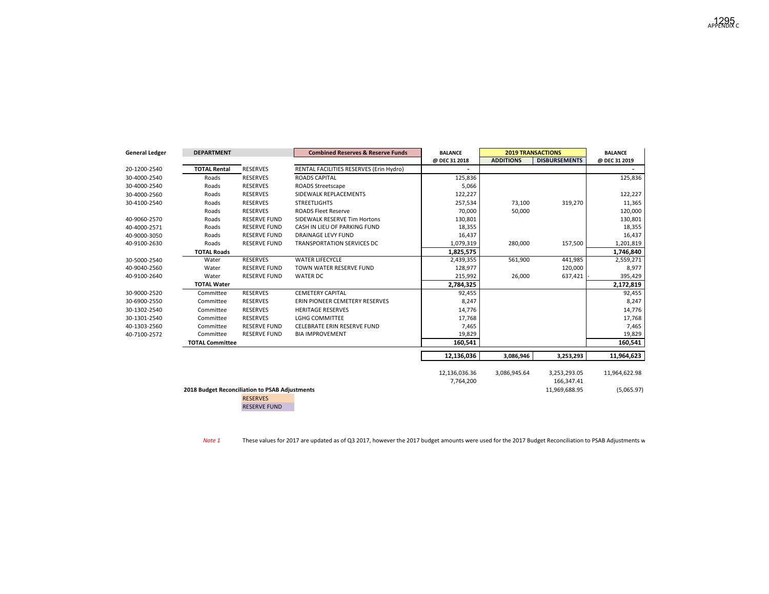APPENDIX C

| General Ledger | DEPARTMENT | | Combined Reserves & Reserve Funds | BALANCE @ DEC 31 2018 | 2019 TRANSACTIONS | | BALANCE @ DEC 31 2019 |
|---|---|---|---|---|---|---|---|
| | | | | | ADDITIONS | DISBURSEMENTS | |
| 20-1200-2540 | TOTAL Rental | RESERVES | RENTAL FACILITIES RESERVES (Erin Hydro) | - | | | - |
| 30-4000-2540 | Roads | RESERVES | ROADS CAPITAL | 125,836 | | | 125,836 |
| 30-4000-2540 | Roads | RESERVES | ROADS Streetscape | 5,066 | | | |
| 30-4000-2560 | Roads | RESERVES | SIDEWALK REPLACEMENTS | 122,227 | | | 122,227 |
| 30-4100-2540 | Roads | RESERVES | STREETLIGHTS | 257,534 | 73,100 | 319,270 | 11,365 |
| | Roads | RESERVES | ROADS Fleet Reserve | 70,000 | 50,000 | | 120,000 |
| 40-9060-2570 | Roads | RESERVE FUND | SIDEWALK RESERVE Tim Hortons | 130,801 | | | 130,801 |
| 40-4000-2571 | Roads | RESERVE FUND | CASH IN LIEU OF PARKING FUND | 18,355 | | | 18,355 |
| 40-9000-3050 | Roads | RESERVE FUND | DRAINAGE LEVY FUND | 16,437 | | | 16,437 |
| 40-9100-2630 | Roads | RESERVE FUND | TRANSPORTATION SERVICES DC | 1,079,319 | 280,000 | 157,500 | 1,201,819 |
| | TOTAL Roads | | | 1,825,575 | | | 1,746,840 |
| 30-5000-2540 | Water | RESERVES | WATER LIFECYCLE | 2,439,355 | 561,900 | 441,985 | 2,559,271 |
| 40-9040-2560 | Water | RESERVE FUND | TOWN WATER RESERVE FUND | 128,977 | | 120,000 | 8,977 |
| 40-9100-2640 | Water | RESERVE FUND | WATER DC | 215,992 | 26,000 | 637,421 | - 395,429 |
| | TOTAL Water | | | 2,784,325 | | | 2,172,819 |
| 30-9000-2520 | Committee | RESERVES | CEMETERY CAPITAL | 92,455 | | | 92,455 |
| 30-6900-2550 | Committee | RESERVES | ERIN PIONEER CEMETERY RESERVES | 8,247 | | | 8,247 |
| 30-1302-2540 | Committee | RESERVES | HERITAGE RESERVES | 14,776 | | | 14,776 |
| 30-1301-2540 | Committee | RESERVES | LGHG COMMITTEE | 17,768 | | | 17,768 |
| 40-1303-2560 | Committee | RESERVE FUND | CELEBRATE ERIN RESERVE FUND | 7,465 | | | 7,465 |
| 40-7100-2572 | Committee | RESERVE FUND | BIA IMPROVEMENT | 19,829 | | | 19,829 |
| | TOTAL Committee | | | 160,541 | | | 160,541 |
| | | | | 12,136,036 | 3,086,946 | 3,253,293 | 11,964,623 |
| | | | | 12,136,036.36 | 3,086,945.64 | 3,253,293.05 | 11,964,622.98 |
| | | | | 7,764,200 | | 166,347.41 | |
| | 2018 Budget Reconciliation to PSAB Adjustments | | | | | 11,969,688.95 | (5,065.97) |

RESERVES

RESERVE FUND

*Note 1* These values for 2017 are updated as of Q3 2017, however the 2017 budget amounts were used for the 2017 Budget Reconciliation to PSAB Adjustments w